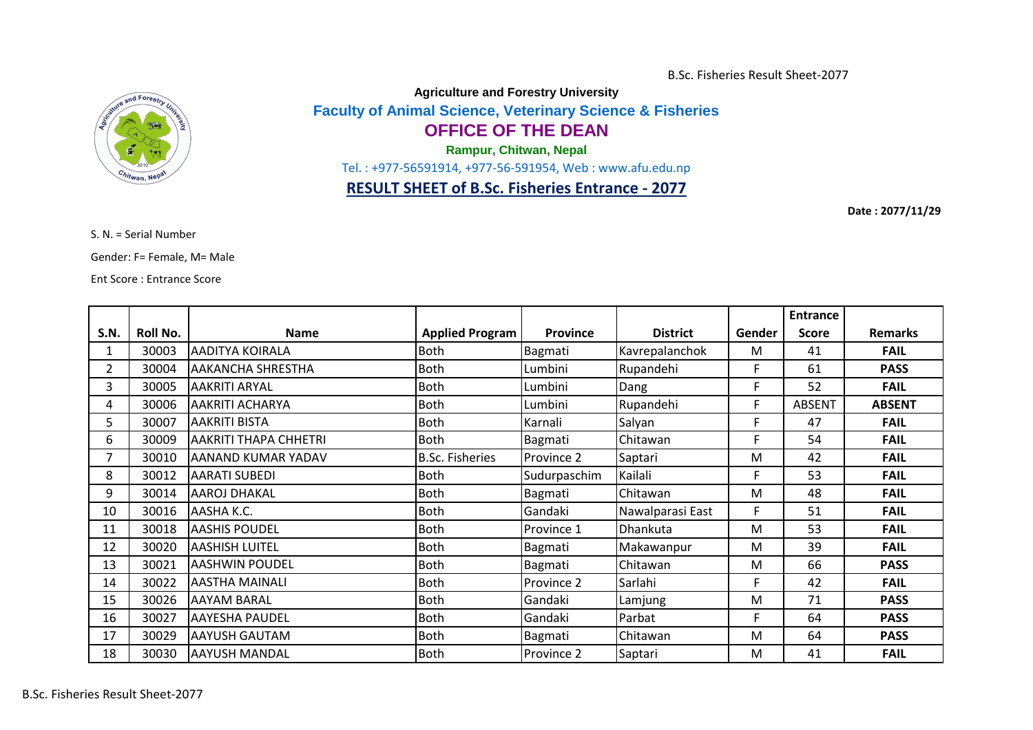Agriculture and Forestry University

**Faculty of Animal Science, Veterinary Science & Fisheries**

# OFFICE OF THE DEAN

**Rampur, Chitwan, Nepal**

Tel. : +977-56591914, +977-56-591954, Web : www.afu.edu.np

## RESULT SHEET of B.Sc. Fisheries Entrance - 2077

**Date : 2077/11/29**

S. N. = Serial Number

Gender: F= Female, M= Male

Ent Score : Entrance Score

| S.N. | Roll No. | Name | Applied Program | Province | District | Gender | Entrance Score | Remarks |
|---|---|---|---|---|---|---|---|---|
| 1 | 30003 | AADITYA KOIRALA | Both | Bagmati | Kavrepalanchok | M | 41 | **FAIL** |
| 2 | 30004 | AAKANCHA SHRESTHA | Both | Lumbini | Rupandehi | F | 61 | **PASS** |
| 3 | 30005 | AAKRITI ARYAL | Both | Lumbini | Dang | F | 52 | **FAIL** |
| 4 | 30006 | AAKRITI ACHARYA | Both | Lumbini | Rupandehi | F | ABSENT | **ABSENT** |
| 5 | 30007 | AAKRITI BISTA | Both | Karnali | Salyan | F | 47 | **FAIL** |
| 6 | 30009 | AAKRITI THAPA CHHETRI | Both | Bagmati | Chitawan | F | 54 | **FAIL** |
| 7 | 30010 | AANAND KUMAR YADAV | B.Sc. Fisheries | Province 2 | Saptari | M | 42 | **FAIL** |
| 8 | 30012 | AARATI SUBEDI | Both | Sudurpaschim | Kailali | F | 53 | **FAIL** |
| 9 | 30014 | AAROJ DHAKAL | Both | Bagmati | Chitawan | M | 48 | **FAIL** |
| 10 | 30016 | AASHA K.C. | Both | Gandaki | Nawalparasi East | F | 51 | **FAIL** |
| 11 | 30018 | AASHIS POUDEL | Both | Province 1 | Dhankuta | M | 53 | **FAIL** |
| 12 | 30020 | AASHISH LUITEL | Both | Bagmati | Makawanpur | M | 39 | **FAIL** |
| 13 | 30021 | AASHWIN POUDEL | Both | Bagmati | Chitawan | M | 66 | **PASS** |
| 14 | 30022 | AASTHA MAINALI | Both | Province 2 | Sarlahi | F | 42 | **FAIL** |
| 15 | 30026 | AAYAM BARAL | Both | Gandaki | Lamjung | M | 71 | **PASS** |
| 16 | 30027 | AAYESHA PAUDEL | Both | Gandaki | Parbat | F | 64 | **PASS** |
| 17 | 30029 | AAYUSH GAUTAM | Both | Bagmati | Chitawan | M | 64 | **PASS** |
| 18 | 30030 | AAYUSH MANDAL | Both | Province 2 | Saptari | M | 41 | **FAIL** |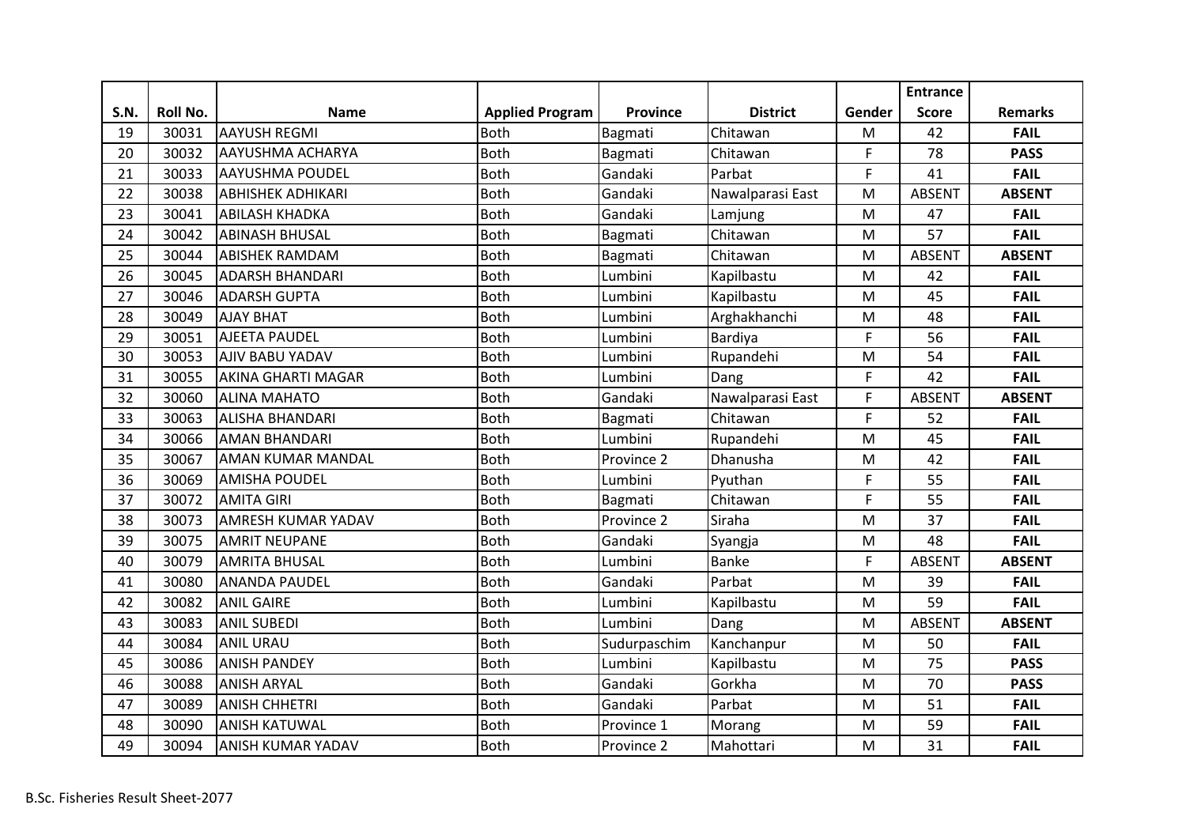| S.N. | Roll No. | Name | Applied Program | Province | District | Gender | Entrance Score | Remarks |
|---|---|---|---|---|---|---|---|---|
| 19 | 30031 | AAYUSH REGMI | Both | Bagmati | Chitawan | M | 42 | **FAIL** |
| 20 | 30032 | AAYUSHMA ACHARYA | Both | Bagmati | Chitawan | F | 78 | **PASS** |
| 21 | 30033 | AAYUSHMA POUDEL | Both | Gandaki | Parbat | F | 41 | **FAIL** |
| 22 | 30038 | ABHISHEK ADHIKARI | Both | Gandaki | Nawalparasi East | M | ABSENT | **ABSENT** |
| 23 | 30041 | ABILASH KHADKA | Both | Gandaki | Lamjung | M | 47 | **FAIL** |
| 24 | 30042 | ABINASH BHUSAL | Both | Bagmati | Chitawan | M | 57 | **FAIL** |
| 25 | 30044 | ABISHEK RAMDAM | Both | Bagmati | Chitawan | M | ABSENT | **ABSENT** |
| 26 | 30045 | ADARSH BHANDARI | Both | Lumbini | Kapilbastu | M | 42 | **FAIL** |
| 27 | 30046 | ADARSH GUPTA | Both | Lumbini | Kapilbastu | M | 45 | **FAIL** |
| 28 | 30049 | AJAY BHAT | Both | Lumbini | Arghakhanchi | M | 48 | **FAIL** |
| 29 | 30051 | AJEETA PAUDEL | Both | Lumbini | Bardiya | F | 56 | **FAIL** |
| 30 | 30053 | AJIV BABU YADAV | Both | Lumbini | Rupandehi | M | 54 | **FAIL** |
| 31 | 30055 | AKINA GHARTI MAGAR | Both | Lumbini | Dang | F | 42 | **FAIL** |
| 32 | 30060 | ALINA MAHATO | Both | Gandaki | Nawalparasi East | F | ABSENT | **ABSENT** |
| 33 | 30063 | ALISHA BHANDARI | Both | Bagmati | Chitawan | F | 52 | **FAIL** |
| 34 | 30066 | AMAN BHANDARI | Both | Lumbini | Rupandehi | M | 45 | **FAIL** |
| 35 | 30067 | AMAN KUMAR MANDAL | Both | Province 2 | Dhanusha | M | 42 | **FAIL** |
| 36 | 30069 | AMISHA POUDEL | Both | Lumbini | Pyuthan | F | 55 | **FAIL** |
| 37 | 30072 | AMITA GIRI | Both | Bagmati | Chitawan | F | 55 | **FAIL** |
| 38 | 30073 | AMRESH KUMAR YADAV | Both | Province 2 | Siraha | M | 37 | **FAIL** |
| 39 | 30075 | AMRIT NEUPANE | Both | Gandaki | Syangja | M | 48 | **FAIL** |
| 40 | 30079 | AMRITA BHUSAL | Both | Lumbini | Banke | F | ABSENT | **ABSENT** |
| 41 | 30080 | ANANDA PAUDEL | Both | Gandaki | Parbat | M | 39 | **FAIL** |
| 42 | 30082 | ANIL GAIRE | Both | Lumbini | Kapilbastu | M | 59 | **FAIL** |
| 43 | 30083 | ANIL SUBEDI | Both | Lumbini | Dang | M | ABSENT | **ABSENT** |
| 44 | 30084 | ANIL URAU | Both | Sudurpaschim | Kanchanpur | M | 50 | **FAIL** |
| 45 | 30086 | ANISH PANDEY | Both | Lumbini | Kapilbastu | M | 75 | **PASS** |
| 46 | 30088 | ANISH ARYAL | Both | Gandaki | Gorkha | M | 70 | **PASS** |
| 47 | 30089 | ANISH CHHETRI | Both | Gandaki | Parbat | M | 51 | **FAIL** |
| 48 | 30090 | ANISH KATUWAL | Both | Province 1 | Morang | M | 59 | **FAIL** |
| 49 | 30094 | ANISH KUMAR YADAV | Both | Province 2 | Mahottari | M | 31 | **FAIL** |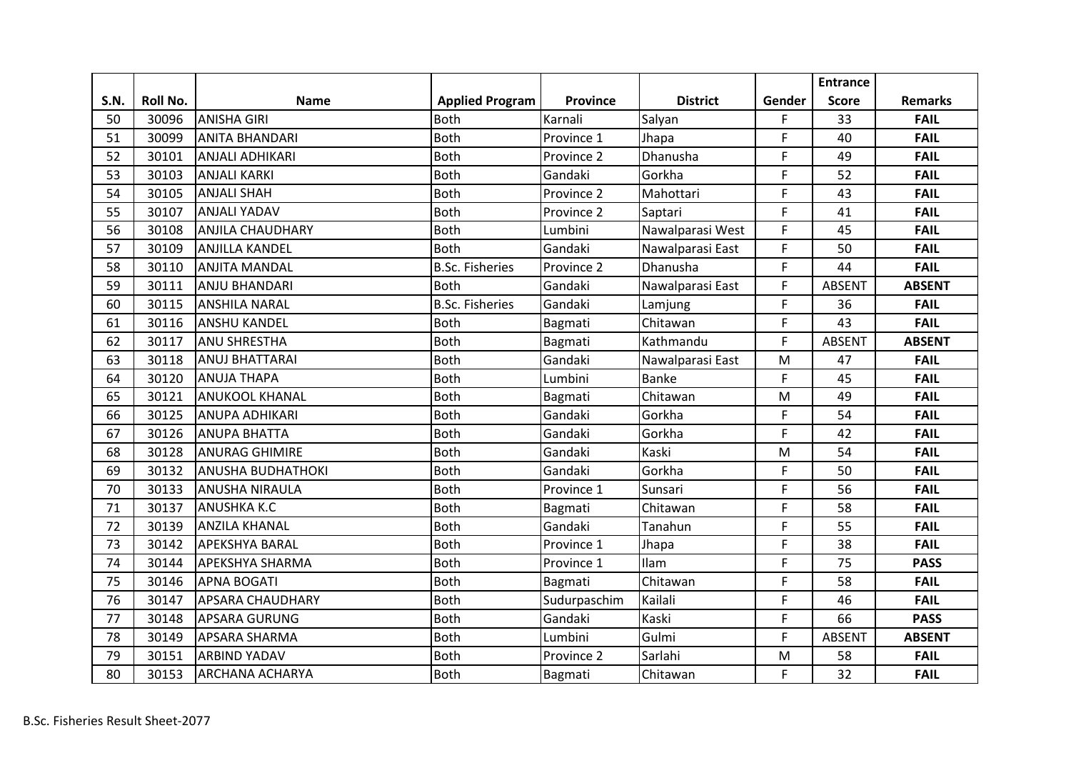| S.N. | Roll No. | Name | Applied Program | Province | District | Gender | Entrance Score | Remarks |
|---|---|---|---|---|---|---|---|---|
| 50 | 30096 | ANISHA GIRI | Both | Karnali | Salyan | F | 33 | **FAIL** |
| 51 | 30099 | ANITA BHANDARI | Both | Province 1 | Jhapa | F | 40 | **FAIL** |
| 52 | 30101 | ANJALI ADHIKARI | Both | Province 2 | Dhanusha | F | 49 | **FAIL** |
| 53 | 30103 | ANJALI KARKI | Both | Gandaki | Gorkha | F | 52 | **FAIL** |
| 54 | 30105 | ANJALI SHAH | Both | Province 2 | Mahottari | F | 43 | **FAIL** |
| 55 | 30107 | ANJALI YADAV | Both | Province 2 | Saptari | F | 41 | **FAIL** |
| 56 | 30108 | ANJILA CHAUDHARY | Both | Lumbini | Nawalparasi West | F | 45 | **FAIL** |
| 57 | 30109 | ANJILLA KANDEL | Both | Gandaki | Nawalparasi East | F | 50 | **FAIL** |
| 58 | 30110 | ANJITA MANDAL | B.Sc. Fisheries | Province 2 | Dhanusha | F | 44 | **FAIL** |
| 59 | 30111 | ANJU BHANDARI | Both | Gandaki | Nawalparasi East | F | ABSENT | **ABSENT** |
| 60 | 30115 | ANSHILA NARAL | B.Sc. Fisheries | Gandaki | Lamjung | F | 36 | **FAIL** |
| 61 | 30116 | ANSHU KANDEL | Both | Bagmati | Chitawan | F | 43 | **FAIL** |
| 62 | 30117 | ANU SHRESTHA | Both | Bagmati | Kathmandu | F | ABSENT | **ABSENT** |
| 63 | 30118 | ANUJ BHATTARAI | Both | Gandaki | Nawalparasi East | M | 47 | **FAIL** |
| 64 | 30120 | ANUJA THAPA | Both | Lumbini | Banke | F | 45 | **FAIL** |
| 65 | 30121 | ANUKOOL KHANAL | Both | Bagmati | Chitawan | M | 49 | **FAIL** |
| 66 | 30125 | ANUPA ADHIKARI | Both | Gandaki | Gorkha | F | 54 | **FAIL** |
| 67 | 30126 | ANUPA BHATTA | Both | Gandaki | Gorkha | F | 42 | **FAIL** |
| 68 | 30128 | ANURAG GHIMIRE | Both | Gandaki | Kaski | M | 54 | **FAIL** |
| 69 | 30132 | ANUSHA BUDHATHOKI | Both | Gandaki | Gorkha | F | 50 | **FAIL** |
| 70 | 30133 | ANUSHA NIRAULA | Both | Province 1 | Sunsari | F | 56 | **FAIL** |
| 71 | 30137 | ANUSHKA K.C | Both | Bagmati | Chitawan | F | 58 | **FAIL** |
| 72 | 30139 | ANZILA KHANAL | Both | Gandaki | Tanahun | F | 55 | **FAIL** |
| 73 | 30142 | APEKSHYA BARAL | Both | Province 1 | Jhapa | F | 38 | **FAIL** |
| 74 | 30144 | APEKSHYA SHARMA | Both | Province 1 | Ilam | F | 75 | **PASS** |
| 75 | 30146 | APNA BOGATI | Both | Bagmati | Chitawan | F | 58 | **FAIL** |
| 76 | 30147 | APSARA CHAUDHARY | Both | Sudurpaschim | Kailali | F | 46 | **FAIL** |
| 77 | 30148 | APSARA GURUNG | Both | Gandaki | Kaski | F | 66 | **PASS** |
| 78 | 30149 | APSARA SHARMA | Both | Lumbini | Gulmi | F | ABSENT | **ABSENT** |
| 79 | 30151 | ARBIND YADAV | Both | Province 2 | Sarlahi | M | 58 | **FAIL** |
| 80 | 30153 | ARCHANA ACHARYA | Both | Bagmati | Chitawan | F | 32 | **FAIL** |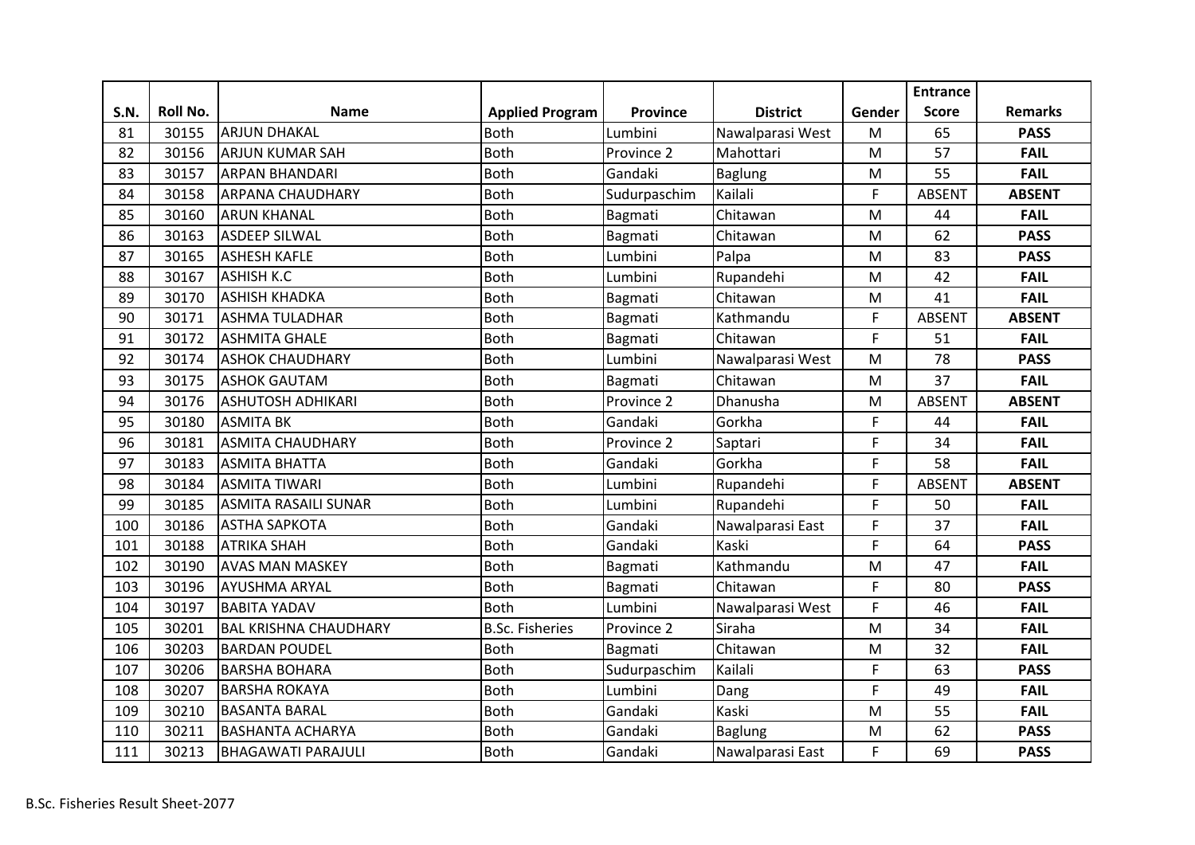| S.N. | Roll No. | Name | Applied Program | Province | District | Gender | Entrance Score | Remarks |
|---|---|---|---|---|---|---|---|---|
| 81 | 30155 | ARJUN DHAKAL | Both | Lumbini | Nawalparasi West | M | 65 | **PASS** |
| 82 | 30156 | ARJUN KUMAR SAH | Both | Province 2 | Mahottari | M | 57 | **FAIL** |
| 83 | 30157 | ARPAN BHANDARI | Both | Gandaki | Baglung | M | 55 | **FAIL** |
| 84 | 30158 | ARPANA CHAUDHARY | Both | Sudurpaschim | Kailali | F | ABSENT | **ABSENT** |
| 85 | 30160 | ARUN KHANAL | Both | Bagmati | Chitawan | M | 44 | **FAIL** |
| 86 | 30163 | ASDEEP SILWAL | Both | Bagmati | Chitawan | M | 62 | **PASS** |
| 87 | 30165 | ASHESH KAFLE | Both | Lumbini | Palpa | M | 83 | **PASS** |
| 88 | 30167 | ASHISH K.C | Both | Lumbini | Rupandehi | M | 42 | **FAIL** |
| 89 | 30170 | ASHISH KHADKA | Both | Bagmati | Chitawan | M | 41 | **FAIL** |
| 90 | 30171 | ASHMA TULADHAR | Both | Bagmati | Kathmandu | F | ABSENT | **ABSENT** |
| 91 | 30172 | ASHMITA GHALE | Both | Bagmati | Chitawan | F | 51 | **FAIL** |
| 92 | 30174 | ASHOK CHAUDHARY | Both | Lumbini | Nawalparasi West | M | 78 | **PASS** |
| 93 | 30175 | ASHOK GAUTAM | Both | Bagmati | Chitawan | M | 37 | **FAIL** |
| 94 | 30176 | ASHUTOSH ADHIKARI | Both | Province 2 | Dhanusha | M | ABSENT | **ABSENT** |
| 95 | 30180 | ASMITA BK | Both | Gandaki | Gorkha | F | 44 | **FAIL** |
| 96 | 30181 | ASMITA CHAUDHARY | Both | Province 2 | Saptari | F | 34 | **FAIL** |
| 97 | 30183 | ASMITA BHATTA | Both | Gandaki | Gorkha | F | 58 | **FAIL** |
| 98 | 30184 | ASMITA TIWARI | Both | Lumbini | Rupandehi | F | ABSENT | **ABSENT** |
| 99 | 30185 | ASMITA RASAILI SUNAR | Both | Lumbini | Rupandehi | F | 50 | **FAIL** |
| 100 | 30186 | ASTHA SAPKOTA | Both | Gandaki | Nawalparasi East | F | 37 | **FAIL** |
| 101 | 30188 | ATRIKA SHAH | Both | Gandaki | Kaski | F | 64 | **PASS** |
| 102 | 30190 | AVAS MAN MASKEY | Both | Bagmati | Kathmandu | M | 47 | **FAIL** |
| 103 | 30196 | AYUSHMA ARYAL | Both | Bagmati | Chitawan | F | 80 | **PASS** |
| 104 | 30197 | BABITA YADAV | Both | Lumbini | Nawalparasi West | F | 46 | **FAIL** |
| 105 | 30201 | BAL KRISHNA CHAUDHARY | B.Sc. Fisheries | Province 2 | Siraha | M | 34 | **FAIL** |
| 106 | 30203 | BARDAN POUDEL | Both | Bagmati | Chitawan | M | 32 | **FAIL** |
| 107 | 30206 | BARSHA BOHARA | Both | Sudurpaschim | Kailali | F | 63 | **PASS** |
| 108 | 30207 | BARSHA ROKAYA | Both | Lumbini | Dang | F | 49 | **FAIL** |
| 109 | 30210 | BASANTA BARAL | Both | Gandaki | Kaski | M | 55 | **FAIL** |
| 110 | 30211 | BASHANTA ACHARYA | Both | Gandaki | Baglung | M | 62 | **PASS** |
| 111 | 30213 | BHAGAWATI PARAJULI | Both | Gandaki | Nawalparasi East | F | 69 | **PASS** |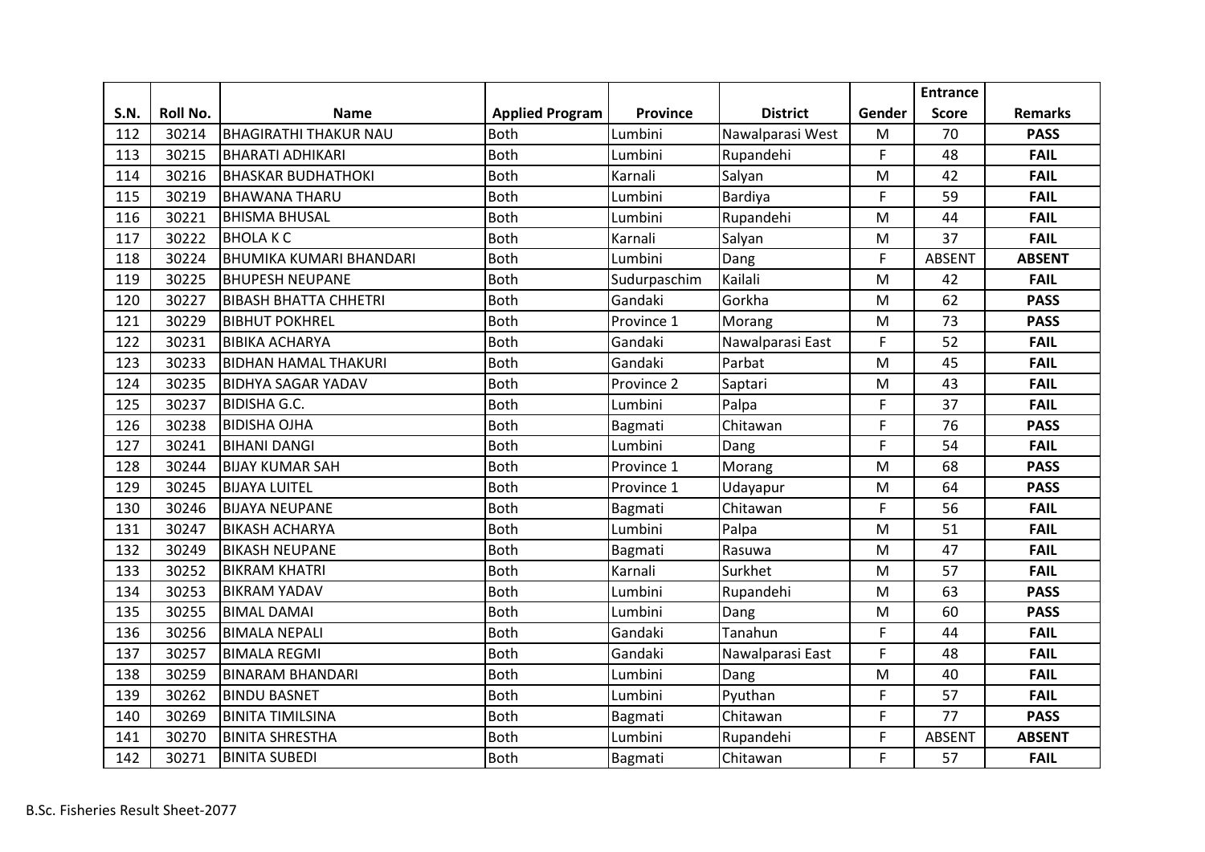| S.N. | Roll No. | Name | Applied Program | Province | District | Gender | Entrance Score | Remarks |
|---|---|---|---|---|---|---|---|---|
| 112 | 30214 | BHAGIRATHI THAKUR NAU | Both | Lumbini | Nawalparasi West | M | 70 | **PASS** |
| 113 | 30215 | BHARATI ADHIKARI | Both | Lumbini | Rupandehi | F | 48 | **FAIL** |
| 114 | 30216 | BHASKAR BUDHATHOKI | Both | Karnali | Salyan | M | 42 | **FAIL** |
| 115 | 30219 | BHAWANA THARU | Both | Lumbini | Bardiya | F | 59 | **FAIL** |
| 116 | 30221 | BHISMA BHUSAL | Both | Lumbini | Rupandehi | M | 44 | **FAIL** |
| 117 | 30222 | BHOLA K C | Both | Karnali | Salyan | M | 37 | **FAIL** |
| 118 | 30224 | BHUMIKA KUMARI BHANDARI | Both | Lumbini | Dang | F | ABSENT | **ABSENT** |
| 119 | 30225 | BHUPESH NEUPANE | Both | Sudurpaschim | Kailali | M | 42 | **FAIL** |
| 120 | 30227 | BIBASH BHATTA CHHETRI | Both | Gandaki | Gorkha | M | 62 | **PASS** |
| 121 | 30229 | BIBHUT POKHREL | Both | Province 1 | Morang | M | 73 | **PASS** |
| 122 | 30231 | BIBIKA ACHARYA | Both | Gandaki | Nawalparasi East | F | 52 | **FAIL** |
| 123 | 30233 | BIDHAN HAMAL THAKURI | Both | Gandaki | Parbat | M | 45 | **FAIL** |
| 124 | 30235 | BIDHYA SAGAR YADAV | Both | Province 2 | Saptari | M | 43 | **FAIL** |
| 125 | 30237 | BIDISHA G.C. | Both | Lumbini | Palpa | F | 37 | **FAIL** |
| 126 | 30238 | BIDISHA OJHA | Both | Bagmati | Chitawan | F | 76 | **PASS** |
| 127 | 30241 | BIHANI DANGI | Both | Lumbini | Dang | F | 54 | **FAIL** |
| 128 | 30244 | BIJAY KUMAR SAH | Both | Province 1 | Morang | M | 68 | **PASS** |
| 129 | 30245 | BIJAYA LUITEL | Both | Province 1 | Udayapur | M | 64 | **PASS** |
| 130 | 30246 | BIJAYA NEUPANE | Both | Bagmati | Chitawan | F | 56 | **FAIL** |
| 131 | 30247 | BIKASH ACHARYA | Both | Lumbini | Palpa | M | 51 | **FAIL** |
| 132 | 30249 | BIKASH NEUPANE | Both | Bagmati | Rasuwa | M | 47 | **FAIL** |
| 133 | 30252 | BIKRAM KHATRI | Both | Karnali | Surkhet | M | 57 | **FAIL** |
| 134 | 30253 | BIKRAM YADAV | Both | Lumbini | Rupandehi | M | 63 | **PASS** |
| 135 | 30255 | BIMAL DAMAI | Both | Lumbini | Dang | M | 60 | **PASS** |
| 136 | 30256 | BIMALA NEPALI | Both | Gandaki | Tanahun | F | 44 | **FAIL** |
| 137 | 30257 | BIMALA REGMI | Both | Gandaki | Nawalparasi East | F | 48 | **FAIL** |
| 138 | 30259 | BINARAM BHANDARI | Both | Lumbini | Dang | M | 40 | **FAIL** |
| 139 | 30262 | BINDU BASNET | Both | Lumbini | Pyuthan | F | 57 | **FAIL** |
| 140 | 30269 | BINITA TIMILSINA | Both | Bagmati | Chitawan | F | 77 | **PASS** |
| 141 | 30270 | BINITA SHRESTHA | Both | Lumbini | Rupandehi | F | ABSENT | **ABSENT** |
| 142 | 30271 | BINITA SUBEDI | Both | Bagmati | Chitawan | F | 57 | **FAIL** |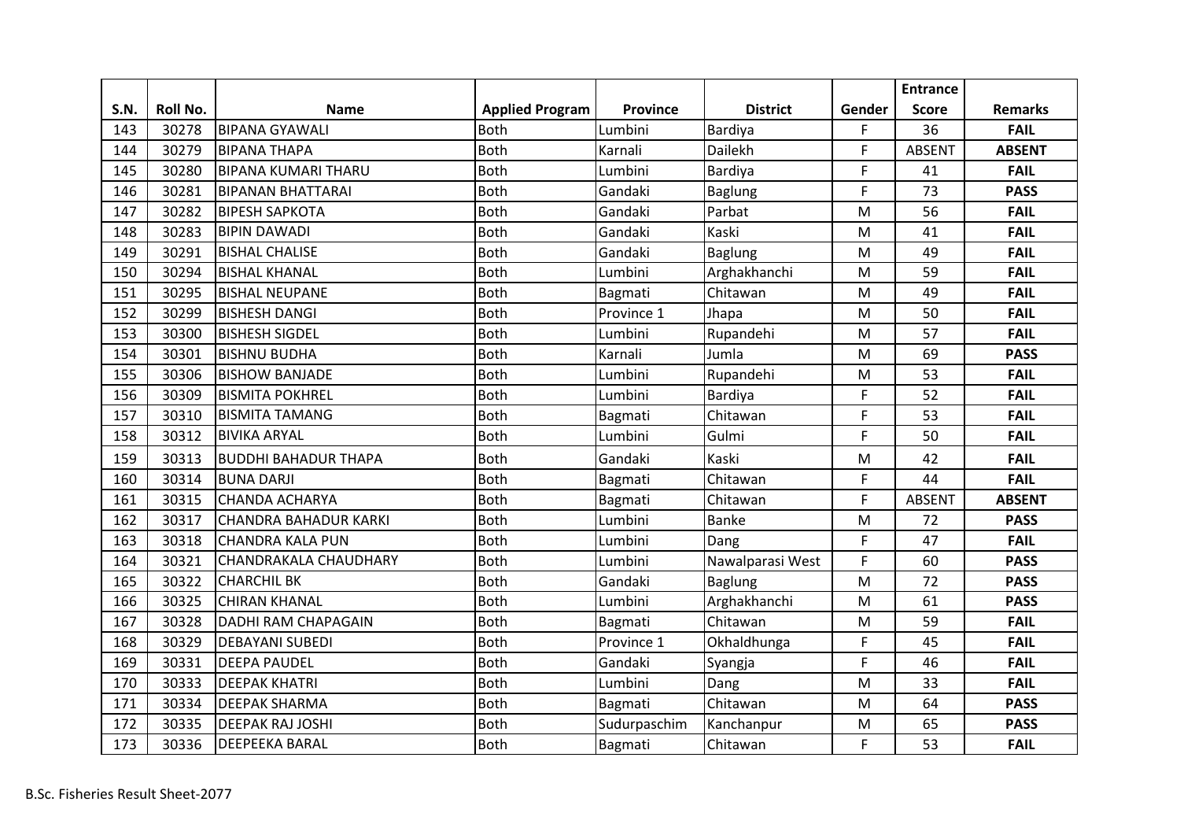| S.N. | Roll No. | Name | Applied Program | Province | District | Gender | Entrance Score | Remarks |
|---|---|---|---|---|---|---|---|---|
| 143 | 30278 | BIPANA GYAWALI | Both | Lumbini | Bardiya | F | 36 | **FAIL** |
| 144 | 30279 | BIPANA THAPA | Both | Karnali | Dailekh | F | ABSENT | **ABSENT** |
| 145 | 30280 | BIPANA KUMARI THARU | Both | Lumbini | Bardiya | F | 41 | **FAIL** |
| 146 | 30281 | BIPANAN BHATTARAI | Both | Gandaki | Baglung | F | 73 | **PASS** |
| 147 | 30282 | BIPESH SAPKOTA | Both | Gandaki | Parbat | M | 56 | **FAIL** |
| 148 | 30283 | BIPIN DAWADI | Both | Gandaki | Kaski | M | 41 | **FAIL** |
| 149 | 30291 | BISHAL CHALISE | Both | Gandaki | Baglung | M | 49 | **FAIL** |
| 150 | 30294 | BISHAL KHANAL | Both | Lumbini | Arghakhanchi | M | 59 | **FAIL** |
| 151 | 30295 | BISHAL NEUPANE | Both | Bagmati | Chitawan | M | 49 | **FAIL** |
| 152 | 30299 | BISHESH DANGI | Both | Province 1 | Jhapa | M | 50 | **FAIL** |
| 153 | 30300 | BISHESH SIGDEL | Both | Lumbini | Rupandehi | M | 57 | **FAIL** |
| 154 | 30301 | BISHNU BUDHA | Both | Karnali | Jumla | M | 69 | **PASS** |
| 155 | 30306 | BISHOW BANJADE | Both | Lumbini | Rupandehi | M | 53 | **FAIL** |
| 156 | 30309 | BISMITA POKHREL | Both | Lumbini | Bardiya | F | 52 | **FAIL** |
| 157 | 30310 | BISMITA TAMANG | Both | Bagmati | Chitawan | F | 53 | **FAIL** |
| 158 | 30312 | BIVIKA ARYAL | Both | Lumbini | Gulmi | F | 50 | **FAIL** |
| 159 | 30313 | BUDDHI BAHADUR THAPA | Both | Gandaki | Kaski | M | 42 | **FAIL** |
| 160 | 30314 | BUNA DARJI | Both | Bagmati | Chitawan | F | 44 | **FAIL** |
| 161 | 30315 | CHANDA ACHARYA | Both | Bagmati | Chitawan | F | ABSENT | **ABSENT** |
| 162 | 30317 | CHANDRA BAHADUR KARKI | Both | Lumbini | Banke | M | 72 | **PASS** |
| 163 | 30318 | CHANDRA KALA PUN | Both | Lumbini | Dang | F | 47 | **FAIL** |
| 164 | 30321 | CHANDRAKALA CHAUDHARY | Both | Lumbini | Nawalparasi West | F | 60 | **PASS** |
| 165 | 30322 | CHARCHIL BK | Both | Gandaki | Baglung | M | 72 | **PASS** |
| 166 | 30325 | CHIRAN KHANAL | Both | Lumbini | Arghakhanchi | M | 61 | **PASS** |
| 167 | 30328 | DADHI RAM CHAPAGAIN | Both | Bagmati | Chitawan | M | 59 | **FAIL** |
| 168 | 30329 | DEBAYANI SUBEDI | Both | Province 1 | Okhaldhunga | F | 45 | **FAIL** |
| 169 | 30331 | DEEPA PAUDEL | Both | Gandaki | Syangja | F | 46 | **FAIL** |
| 170 | 30333 | DEEPAK KHATRI | Both | Lumbini | Dang | M | 33 | **FAIL** |
| 171 | 30334 | DEEPAK SHARMA | Both | Bagmati | Chitawan | M | 64 | **PASS** |
| 172 | 30335 | DEEPAK RAJ JOSHI | Both | Sudurpaschim | Kanchanpur | M | 65 | **PASS** |
| 173 | 30336 | DEEPEEKA BARAL | Both | Bagmati | Chitawan | F | 53 | **FAIL** |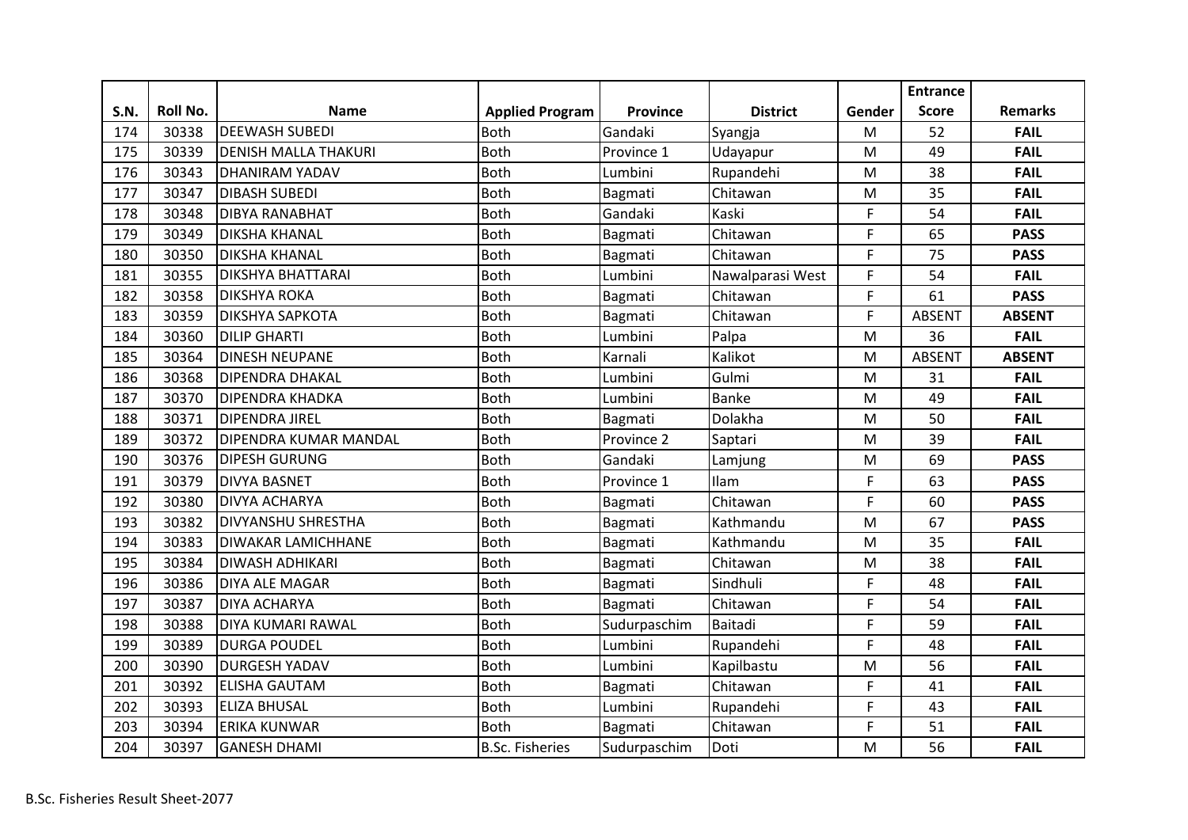| S.N. | Roll No. | Name | Applied Program | Province | District | Gender | Entrance Score | Remarks |
|---|---|---|---|---|---|---|---|---|
| 174 | 30338 | DEEWASH SUBEDI | Both | Gandaki | Syangja | M | 52 | **FAIL** |
| 175 | 30339 | DENISH MALLA THAKURI | Both | Province 1 | Udayapur | M | 49 | **FAIL** |
| 176 | 30343 | DHANIRAM YADAV | Both | Lumbini | Rupandehi | M | 38 | **FAIL** |
| 177 | 30347 | DIBASH SUBEDI | Both | Bagmati | Chitawan | M | 35 | **FAIL** |
| 178 | 30348 | DIBYA RANABHAT | Both | Gandaki | Kaski | F | 54 | **FAIL** |
| 179 | 30349 | DIKSHA KHANAL | Both | Bagmati | Chitawan | F | 65 | **PASS** |
| 180 | 30350 | DIKSHA KHANAL | Both | Bagmati | Chitawan | F | 75 | **PASS** |
| 181 | 30355 | DIKSHYA BHATTARAI | Both | Lumbini | Nawalparasi West | F | 54 | **FAIL** |
| 182 | 30358 | DIKSHYA ROKA | Both | Bagmati | Chitawan | F | 61 | **PASS** |
| 183 | 30359 | DIKSHYA SAPKOTA | Both | Bagmati | Chitawan | F | ABSENT | **ABSENT** |
| 184 | 30360 | DILIP GHARTI | Both | Lumbini | Palpa | M | 36 | **FAIL** |
| 185 | 30364 | DINESH NEUPANE | Both | Karnali | Kalikot | M | ABSENT | **ABSENT** |
| 186 | 30368 | DIPENDRA DHAKAL | Both | Lumbini | Gulmi | M | 31 | **FAIL** |
| 187 | 30370 | DIPENDRA KHADKA | Both | Lumbini | Banke | M | 49 | **FAIL** |
| 188 | 30371 | DIPENDRA JIREL | Both | Bagmati | Dolakha | M | 50 | **FAIL** |
| 189 | 30372 | DIPENDRA KUMAR MANDAL | Both | Province 2 | Saptari | M | 39 | **FAIL** |
| 190 | 30376 | DIPESH GURUNG | Both | Gandaki | Lamjung | M | 69 | **PASS** |
| 191 | 30379 | DIVYA BASNET | Both | Province 1 | Ilam | F | 63 | **PASS** |
| 192 | 30380 | DIVYA ACHARYA | Both | Bagmati | Chitawan | F | 60 | **PASS** |
| 193 | 30382 | DIVYANSHU SHRESTHA | Both | Bagmati | Kathmandu | M | 67 | **PASS** |
| 194 | 30383 | DIWAKAR LAMICHHANE | Both | Bagmati | Kathmandu | M | 35 | **FAIL** |
| 195 | 30384 | DIWASH ADHIKARI | Both | Bagmati | Chitawan | M | 38 | **FAIL** |
| 196 | 30386 | DIYA ALE MAGAR | Both | Bagmati | Sindhuli | F | 48 | **FAIL** |
| 197 | 30387 | DIYA ACHARYA | Both | Bagmati | Chitawan | F | 54 | **FAIL** |
| 198 | 30388 | DIYA KUMARI RAWAL | Both | Sudurpaschim | Baitadi | F | 59 | **FAIL** |
| 199 | 30389 | DURGA POUDEL | Both | Lumbini | Rupandehi | F | 48 | **FAIL** |
| 200 | 30390 | DURGESH YADAV | Both | Lumbini | Kapilbastu | M | 56 | **FAIL** |
| 201 | 30392 | ELISHA GAUTAM | Both | Bagmati | Chitawan | F | 41 | **FAIL** |
| 202 | 30393 | ELIZA BHUSAL | Both | Lumbini | Rupandehi | F | 43 | **FAIL** |
| 203 | 30394 | ERIKA KUNWAR | Both | Bagmati | Chitawan | F | 51 | **FAIL** |
| 204 | 30397 | GANESH DHAMI | B.Sc. Fisheries | Sudurpaschim | Doti | M | 56 | **FAIL** |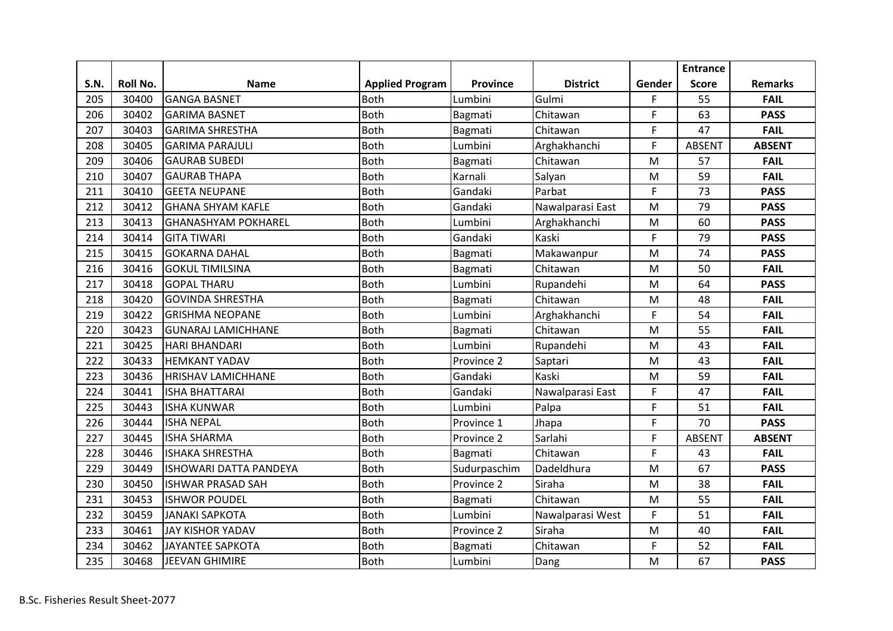| S.N. | Roll No. | Name | Applied Program | Province | District | Gender | Entrance Score | Remarks |
|---|---|---|---|---|---|---|---|---|
| 205 | 30400 | GANGA BASNET | Both | Lumbini | Gulmi | F | 55 | **FAIL** |
| 206 | 30402 | GARIMA BASNET | Both | Bagmati | Chitawan | F | 63 | **PASS** |
| 207 | 30403 | GARIMA SHRESTHA | Both | Bagmati | Chitawan | F | 47 | **FAIL** |
| 208 | 30405 | GARIMA PARAJULI | Both | Lumbini | Arghakhanchi | F | ABSENT | **ABSENT** |
| 209 | 30406 | GAURAB SUBEDI | Both | Bagmati | Chitawan | M | 57 | **FAIL** |
| 210 | 30407 | GAURAB THAPA | Both | Karnali | Salyan | M | 59 | **FAIL** |
| 211 | 30410 | GEETA NEUPANE | Both | Gandaki | Parbat | F | 73 | **PASS** |
| 212 | 30412 | GHANA SHYAM KAFLE | Both | Gandaki | Nawalparasi East | M | 79 | **PASS** |
| 213 | 30413 | GHANASHYAM POKHAREL | Both | Lumbini | Arghakhanchi | M | 60 | **PASS** |
| 214 | 30414 | GITA TIWARI | Both | Gandaki | Kaski | F | 79 | **PASS** |
| 215 | 30415 | GOKARNA DAHAL | Both | Bagmati | Makawanpur | M | 74 | **PASS** |
| 216 | 30416 | GOKUL TIMILSINA | Both | Bagmati | Chitawan | M | 50 | **FAIL** |
| 217 | 30418 | GOPAL THARU | Both | Lumbini | Rupandehi | M | 64 | **PASS** |
| 218 | 30420 | GOVINDA SHRESTHA | Both | Bagmati | Chitawan | M | 48 | **FAIL** |
| 219 | 30422 | GRISHMA NEOPANE | Both | Lumbini | Arghakhanchi | F | 54 | **FAIL** |
| 220 | 30423 | GUNARAJ LAMICHHANE | Both | Bagmati | Chitawan | M | 55 | **FAIL** |
| 221 | 30425 | HARI BHANDARI | Both | Lumbini | Rupandehi | M | 43 | **FAIL** |
| 222 | 30433 | HEMKANT YADAV | Both | Province 2 | Saptari | M | 43 | **FAIL** |
| 223 | 30436 | HRISHAV LAMICHHANE | Both | Gandaki | Kaski | M | 59 | **FAIL** |
| 224 | 30441 | ISHA BHATTARAI | Both | Gandaki | Nawalparasi East | F | 47 | **FAIL** |
| 225 | 30443 | ISHA KUNWAR | Both | Lumbini | Palpa | F | 51 | **FAIL** |
| 226 | 30444 | ISHA NEPAL | Both | Province 1 | Jhapa | F | 70 | **PASS** |
| 227 | 30445 | ISHA SHARMA | Both | Province 2 | Sarlahi | F | ABSENT | **ABSENT** |
| 228 | 30446 | ISHAKA SHRESTHA | Both | Bagmati | Chitawan | F | 43 | **FAIL** |
| 229 | 30449 | ISHOWARI DATTA PANDEYA | Both | Sudurpaschim | Dadeldhura | M | 67 | **PASS** |
| 230 | 30450 | ISHWAR PRASAD SAH | Both | Province 2 | Siraha | M | 38 | **FAIL** |
| 231 | 30453 | ISHWOR POUDEL | Both | Bagmati | Chitawan | M | 55 | **FAIL** |
| 232 | 30459 | JANAKI SAPKOTA | Both | Lumbini | Nawalparasi West | F | 51 | **FAIL** |
| 233 | 30461 | JAY KISHOR YADAV | Both | Province 2 | Siraha | M | 40 | **FAIL** |
| 234 | 30462 | JAYANTEE SAPKOTA | Both | Bagmati | Chitawan | F | 52 | **FAIL** |
| 235 | 30468 | JEEVAN GHIMIRE | Both | Lumbini | Dang | M | 67 | **PASS** |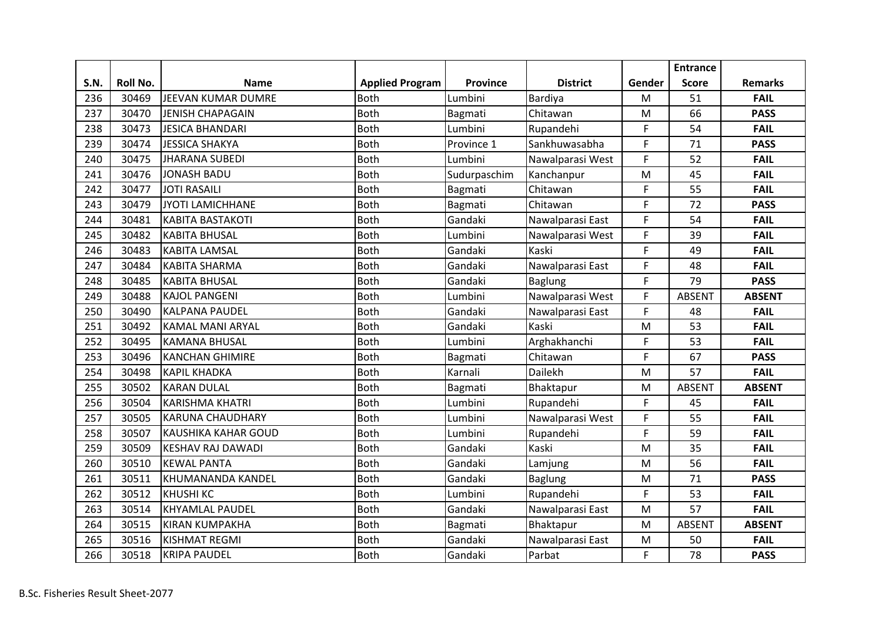| S.N. | Roll No. | Name | Applied Program | Province | District | Gender | Entrance Score | Remarks |
|---|---|---|---|---|---|---|---|---|
| 236 | 30469 | JEEVAN KUMAR DUMRE | Both | Lumbini | Bardiya | M | 51 | **FAIL** |
| 237 | 30470 | JENISH CHAPAGAIN | Both | Bagmati | Chitawan | M | 66 | **PASS** |
| 238 | 30473 | JESICA BHANDARI | Both | Lumbini | Rupandehi | F | 54 | **FAIL** |
| 239 | 30474 | JESSICA SHAKYA | Both | Province 1 | Sankhuwasabha | F | 71 | **PASS** |
| 240 | 30475 | JHARANA SUBEDI | Both | Lumbini | Nawalparasi West | F | 52 | **FAIL** |
| 241 | 30476 | JONASH BADU | Both | Sudurpaschim | Kanchanpur | M | 45 | **FAIL** |
| 242 | 30477 | JOTI RASAILI | Both | Bagmati | Chitawan | F | 55 | **FAIL** |
| 243 | 30479 | JYOTI LAMICHHANE | Both | Bagmati | Chitawan | F | 72 | **PASS** |
| 244 | 30481 | KABITA BASTAKOTI | Both | Gandaki | Nawalparasi East | F | 54 | **FAIL** |
| 245 | 30482 | KABITA BHUSAL | Both | Lumbini | Nawalparasi West | F | 39 | **FAIL** |
| 246 | 30483 | KABITA LAMSAL | Both | Gandaki | Kaski | F | 49 | **FAIL** |
| 247 | 30484 | KABITA SHARMA | Both | Gandaki | Nawalparasi East | F | 48 | **FAIL** |
| 248 | 30485 | KABITA BHUSAL | Both | Gandaki | Baglung | F | 79 | **PASS** |
| 249 | 30488 | KAJOL PANGENI | Both | Lumbini | Nawalparasi West | F | ABSENT | **ABSENT** |
| 250 | 30490 | KALPANA PAUDEL | Both | Gandaki | Nawalparasi East | F | 48 | **FAIL** |
| 251 | 30492 | KAMAL MANI ARYAL | Both | Gandaki | Kaski | M | 53 | **FAIL** |
| 252 | 30495 | KAMANA BHUSAL | Both | Lumbini | Arghakhanchi | F | 53 | **FAIL** |
| 253 | 30496 | KANCHAN GHIMIRE | Both | Bagmati | Chitawan | F | 67 | **PASS** |
| 254 | 30498 | KAPIL KHADKA | Both | Karnali | Dailekh | M | 57 | **FAIL** |
| 255 | 30502 | KARAN DULAL | Both | Bagmati | Bhaktapur | M | ABSENT | **ABSENT** |
| 256 | 30504 | KARISHMA KHATRI | Both | Lumbini | Rupandehi | F | 45 | **FAIL** |
| 257 | 30505 | KARUNA CHAUDHARY | Both | Lumbini | Nawalparasi West | F | 55 | **FAIL** |
| 258 | 30507 | KAUSHIKA KAHAR GOUD | Both | Lumbini | Rupandehi | F | 59 | **FAIL** |
| 259 | 30509 | KESHAV RAJ DAWADI | Both | Gandaki | Kaski | M | 35 | **FAIL** |
| 260 | 30510 | KEWAL PANTA | Both | Gandaki | Lamjung | M | 56 | **FAIL** |
| 261 | 30511 | KHUMANANDA KANDEL | Both | Gandaki | Baglung | M | 71 | **PASS** |
| 262 | 30512 | KHUSHI KC | Both | Lumbini | Rupandehi | F | 53 | **FAIL** |
| 263 | 30514 | KHYAMLAL PAUDEL | Both | Gandaki | Nawalparasi East | M | 57 | **FAIL** |
| 264 | 30515 | KIRAN KUMPAKHA | Both | Bagmati | Bhaktapur | M | ABSENT | **ABSENT** |
| 265 | 30516 | KISHMAT REGMI | Both | Gandaki | Nawalparasi East | M | 50 | **FAIL** |
| 266 | 30518 | KRIPA PAUDEL | Both | Gandaki | Parbat | F | 78 | **PASS** |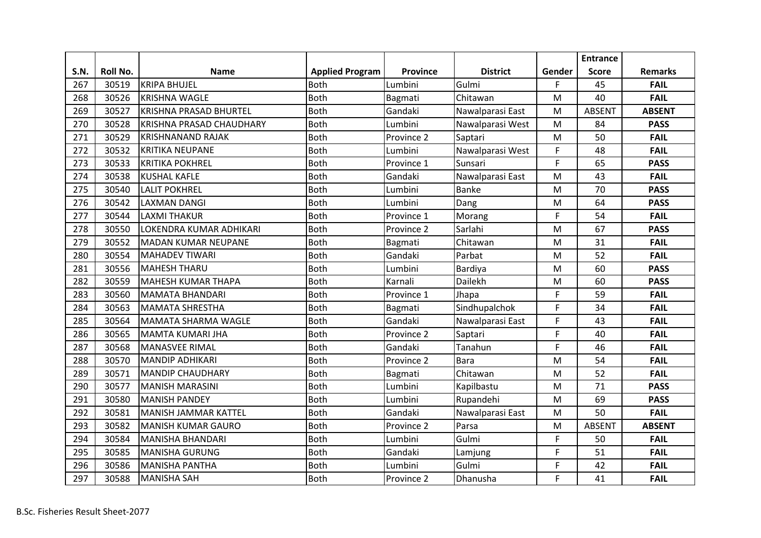| S.N. | Roll No. | Name | Applied Program | Province | District | Gender | Entrance Score | Remarks |
|---|---|---|---|---|---|---|---|---|
| 267 | 30519 | KRIPA BHUJEL | Both | Lumbini | Gulmi | F | 45 | **FAIL** |
| 268 | 30526 | KRISHNA WAGLE | Both | Bagmati | Chitawan | M | 40 | **FAIL** |
| 269 | 30527 | KRISHNA PRASAD BHURTEL | Both | Gandaki | Nawalparasi East | M | ABSENT | **ABSENT** |
| 270 | 30528 | KRISHNA PRASAD CHAUDHARY | Both | Lumbini | Nawalparasi West | M | 84 | **PASS** |
| 271 | 30529 | KRISHNANAND RAJAK | Both | Province 2 | Saptari | M | 50 | **FAIL** |
| 272 | 30532 | KRITIKA NEUPANE | Both | Lumbini | Nawalparasi West | F | 48 | **FAIL** |
| 273 | 30533 | KRITIKA POKHREL | Both | Province 1 | Sunsari | F | 65 | **PASS** |
| 274 | 30538 | KUSHAL KAFLE | Both | Gandaki | Nawalparasi East | M | 43 | **FAIL** |
| 275 | 30540 | LALIT POKHREL | Both | Lumbini | Banke | M | 70 | **PASS** |
| 276 | 30542 | LAXMAN DANGI | Both | Lumbini | Dang | M | 64 | **PASS** |
| 277 | 30544 | LAXMI THAKUR | Both | Province 1 | Morang | F | 54 | **FAIL** |
| 278 | 30550 | LOKENDRA KUMAR ADHIKARI | Both | Province 2 | Sarlahi | M | 67 | **PASS** |
| 279 | 30552 | MADAN KUMAR NEUPANE | Both | Bagmati | Chitawan | M | 31 | **FAIL** |
| 280 | 30554 | MAHADEV TIWARI | Both | Gandaki | Parbat | M | 52 | **FAIL** |
| 281 | 30556 | MAHESH THARU | Both | Lumbini | Bardiya | M | 60 | **PASS** |
| 282 | 30559 | MAHESH KUMAR THAPA | Both | Karnali | Dailekh | M | 60 | **PASS** |
| 283 | 30560 | MAMATA BHANDARI | Both | Province 1 | Jhapa | F | 59 | **FAIL** |
| 284 | 30563 | MAMATA SHRESTHA | Both | Bagmati | Sindhupalchok | F | 34 | **FAIL** |
| 285 | 30564 | MAMATA SHARMA WAGLE | Both | Gandaki | Nawalparasi East | F | 43 | **FAIL** |
| 286 | 30565 | MAMTA KUMARI JHA | Both | Province 2 | Saptari | F | 40 | **FAIL** |
| 287 | 30568 | MANASVEE RIMAL | Both | Gandaki | Tanahun | F | 46 | **FAIL** |
| 288 | 30570 | MANDIP ADHIKARI | Both | Province 2 | Bara | M | 54 | **FAIL** |
| 289 | 30571 | MANDIP CHAUDHARY | Both | Bagmati | Chitawan | M | 52 | **FAIL** |
| 290 | 30577 | MANISH MARASINI | Both | Lumbini | Kapilbastu | M | 71 | **PASS** |
| 291 | 30580 | MANISH PANDEY | Both | Lumbini | Rupandehi | M | 69 | **PASS** |
| 292 | 30581 | MANISH JAMMAR KATTEL | Both | Gandaki | Nawalparasi East | M | 50 | **FAIL** |
| 293 | 30582 | MANISH KUMAR GAURO | Both | Province 2 | Parsa | M | ABSENT | **ABSENT** |
| 294 | 30584 | MANISHA BHANDARI | Both | Lumbini | Gulmi | F | 50 | **FAIL** |
| 295 | 30585 | MANISHA GURUNG | Both | Gandaki | Lamjung | F | 51 | **FAIL** |
| 296 | 30586 | MANISHA PANTHA | Both | Lumbini | Gulmi | F | 42 | **FAIL** |
| 297 | 30588 | MANISHA SAH | Both | Province 2 | Dhanusha | F | 41 | **FAIL** |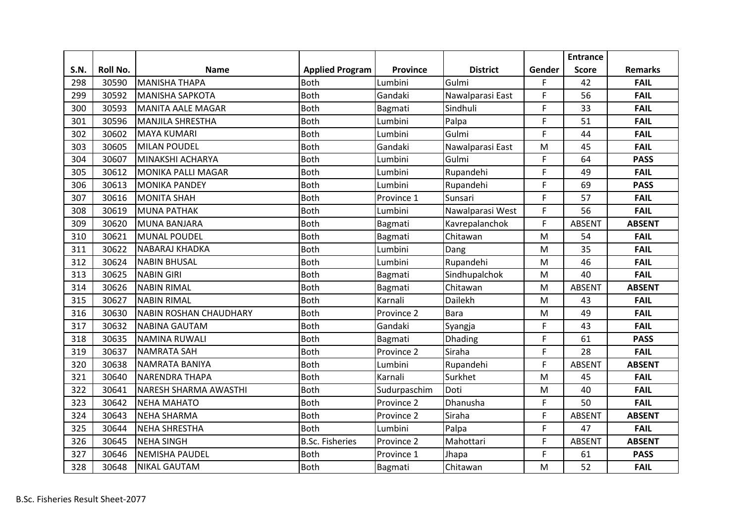| S.N. | Roll No. | Name | Applied Program | Province | District | Gender | Entrance Score | Remarks |
|---|---|---|---|---|---|---|---|---|
| 298 | 30590 | MANISHA THAPA | Both | Lumbini | Gulmi | F | 42 | **FAIL** |
| 299 | 30592 | MANISHA SAPKOTA | Both | Gandaki | Nawalparasi East | F | 56 | **FAIL** |
| 300 | 30593 | MANITA AALE MAGAR | Both | Bagmati | Sindhuli | F | 33 | **FAIL** |
| 301 | 30596 | MANJILA SHRESTHA | Both | Lumbini | Palpa | F | 51 | **FAIL** |
| 302 | 30602 | MAYA KUMARI | Both | Lumbini | Gulmi | F | 44 | **FAIL** |
| 303 | 30605 | MILAN POUDEL | Both | Gandaki | Nawalparasi East | M | 45 | **FAIL** |
| 304 | 30607 | MINAKSHI ACHARYA | Both | Lumbini | Gulmi | F | 64 | **PASS** |
| 305 | 30612 | MONIKA PALLI MAGAR | Both | Lumbini | Rupandehi | F | 49 | **FAIL** |
| 306 | 30613 | MONIKA PANDEY | Both | Lumbini | Rupandehi | F | 69 | **PASS** |
| 307 | 30616 | MONITA SHAH | Both | Province 1 | Sunsari | F | 57 | **FAIL** |
| 308 | 30619 | MUNA PATHAK | Both | Lumbini | Nawalparasi West | F | 56 | **FAIL** |
| 309 | 30620 | MUNA BANJARA | Both | Bagmati | Kavrepalanchok | F | ABSENT | **ABSENT** |
| 310 | 30621 | MUNAL POUDEL | Both | Bagmati | Chitawan | M | 54 | **FAIL** |
| 311 | 30622 | NABARAJ KHADKA | Both | Lumbini | Dang | M | 35 | **FAIL** |
| 312 | 30624 | NABIN BHUSAL | Both | Lumbini | Rupandehi | M | 46 | **FAIL** |
| 313 | 30625 | NABIN GIRI | Both | Bagmati | Sindhupalchok | M | 40 | **FAIL** |
| 314 | 30626 | NABIN RIMAL | Both | Bagmati | Chitawan | M | ABSENT | **ABSENT** |
| 315 | 30627 | NABIN RIMAL | Both | Karnali | Dailekh | M | 43 | **FAIL** |
| 316 | 30630 | NABIN ROSHAN CHAUDHARY | Both | Province 2 | Bara | M | 49 | **FAIL** |
| 317 | 30632 | NABINA GAUTAM | Both | Gandaki | Syangja | F | 43 | **FAIL** |
| 318 | 30635 | NAMINA RUWALI | Both | Bagmati | Dhading | F | 61 | **PASS** |
| 319 | 30637 | NAMRATA SAH | Both | Province 2 | Siraha | F | 28 | **FAIL** |
| 320 | 30638 | NAMRATA BANIYA | Both | Lumbini | Rupandehi | F | ABSENT | **ABSENT** |
| 321 | 30640 | NARENDRA THAPA | Both | Karnali | Surkhet | M | 45 | **FAIL** |
| 322 | 30641 | NARESH SHARMA AWASTHI | Both | Sudurpaschim | Doti | M | 40 | **FAIL** |
| 323 | 30642 | NEHA MAHATO | Both | Province 2 | Dhanusha | F | 50 | **FAIL** |
| 324 | 30643 | NEHA SHARMA | Both | Province 2 | Siraha | F | ABSENT | **ABSENT** |
| 325 | 30644 | NEHA SHRESTHA | Both | Lumbini | Palpa | F | 47 | **FAIL** |
| 326 | 30645 | NEHA SINGH | B.Sc. Fisheries | Province 2 | Mahottari | F | ABSENT | **ABSENT** |
| 327 | 30646 | NEMISHA PAUDEL | Both | Province 1 | Jhapa | F | 61 | **PASS** |
| 328 | 30648 | NIKAL GAUTAM | Both | Bagmati | Chitawan | M | 52 | **FAIL** |

B.Sc. Fisheries Result Sheet-2077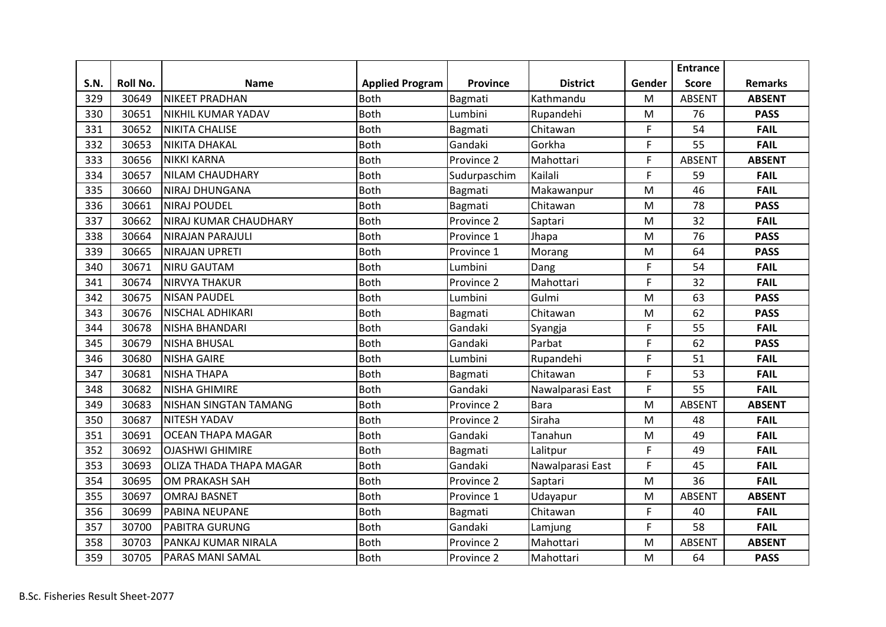| S.N. | Roll No. | Name | Applied Program | Province | District | Gender | Entrance Score | Remarks |
|---|---|---|---|---|---|---|---|---|
| 329 | 30649 | NIKEET PRADHAN | Both | Bagmati | Kathmandu | M | ABSENT | **ABSENT** |
| 330 | 30651 | NIKHIL KUMAR YADAV | Both | Lumbini | Rupandehi | M | 76 | **PASS** |
| 331 | 30652 | NIKITA CHALISE | Both | Bagmati | Chitawan | F | 54 | **FAIL** |
| 332 | 30653 | NIKITA DHAKAL | Both | Gandaki | Gorkha | F | 55 | **FAIL** |
| 333 | 30656 | NIKKI KARNA | Both | Province 2 | Mahottari | F | ABSENT | **ABSENT** |
| 334 | 30657 | NILAM CHAUDHARY | Both | Sudurpaschim | Kailali | F | 59 | **FAIL** |
| 335 | 30660 | NIRAJ DHUNGANA | Both | Bagmati | Makawanpur | M | 46 | **FAIL** |
| 336 | 30661 | NIRAJ POUDEL | Both | Bagmati | Chitawan | M | 78 | **PASS** |
| 337 | 30662 | NIRAJ KUMAR CHAUDHARY | Both | Province 2 | Saptari | M | 32 | **FAIL** |
| 338 | 30664 | NIRAJAN PARAJULI | Both | Province 1 | Jhapa | M | 76 | **PASS** |
| 339 | 30665 | NIRAJAN UPRETI | Both | Province 1 | Morang | M | 64 | **PASS** |
| 340 | 30671 | NIRU GAUTAM | Both | Lumbini | Dang | F | 54 | **FAIL** |
| 341 | 30674 | NIRVYA THAKUR | Both | Province 2 | Mahottari | F | 32 | **FAIL** |
| 342 | 30675 | NISAN PAUDEL | Both | Lumbini | Gulmi | M | 63 | **PASS** |
| 343 | 30676 | NISCHAL ADHIKARI | Both | Bagmati | Chitawan | M | 62 | **PASS** |
| 344 | 30678 | NISHA BHANDARI | Both | Gandaki | Syangja | F | 55 | **FAIL** |
| 345 | 30679 | NISHA BHUSAL | Both | Gandaki | Parbat | F | 62 | **PASS** |
| 346 | 30680 | NISHA GAIRE | Both | Lumbini | Rupandehi | F | 51 | **FAIL** |
| 347 | 30681 | NISHA THAPA | Both | Bagmati | Chitawan | F | 53 | **FAIL** |
| 348 | 30682 | NISHA GHIMIRE | Both | Gandaki | Nawalparasi East | F | 55 | **FAIL** |
| 349 | 30683 | NISHAN SINGTAN TAMANG | Both | Province 2 | Bara | M | ABSENT | **ABSENT** |
| 350 | 30687 | NITESH YADAV | Both | Province 2 | Siraha | M | 48 | **FAIL** |
| 351 | 30691 | OCEAN THAPA MAGAR | Both | Gandaki | Tanahun | M | 49 | **FAIL** |
| 352 | 30692 | OJASHWI GHIMIRE | Both | Bagmati | Lalitpur | F | 49 | **FAIL** |
| 353 | 30693 | OLIZA THADA THAPA MAGAR | Both | Gandaki | Nawalparasi East | F | 45 | **FAIL** |
| 354 | 30695 | OM PRAKASH SAH | Both | Province 2 | Saptari | M | 36 | **FAIL** |
| 355 | 30697 | OMRAJ BASNET | Both | Province 1 | Udayapur | M | ABSENT | **ABSENT** |
| 356 | 30699 | PABINA NEUPANE | Both | Bagmati | Chitawan | F | 40 | **FAIL** |
| 357 | 30700 | PABITRA GURUNG | Both | Gandaki | Lamjung | F | 58 | **FAIL** |
| 358 | 30703 | PANKAJ KUMAR NIRALA | Both | Province 2 | Mahottari | M | ABSENT | **ABSENT** |
| 359 | 30705 | PARAS MANI SAMAL | Both | Province 2 | Mahottari | M | 64 | **PASS** |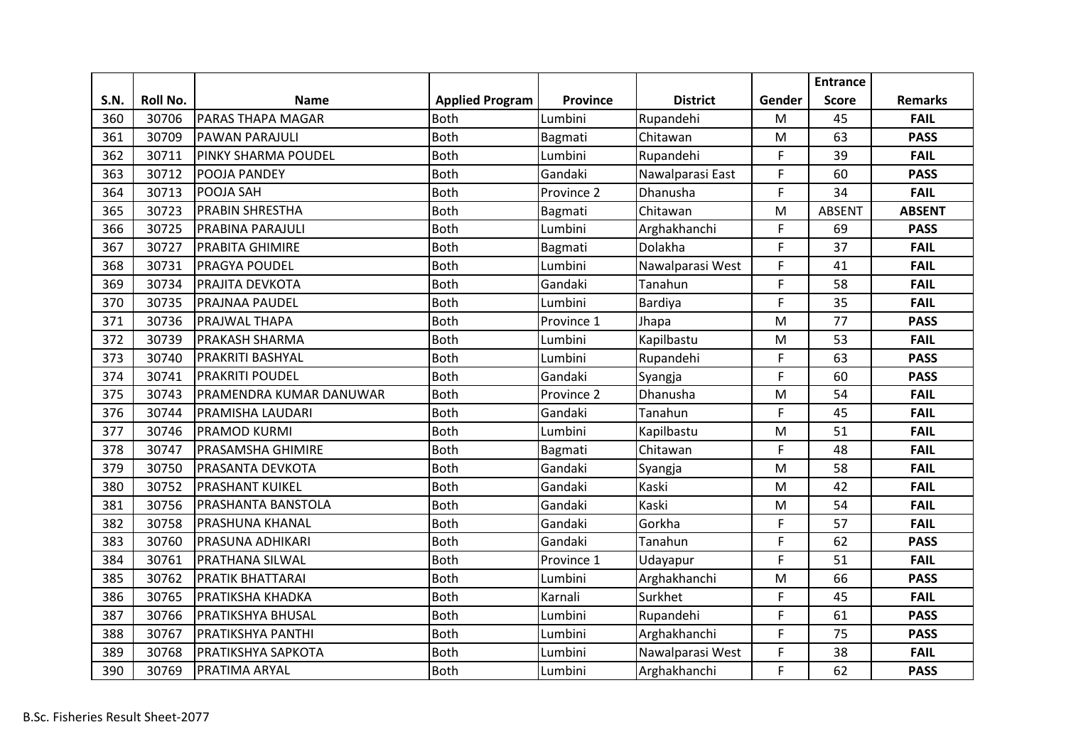| S.N. | Roll No. | Name | Applied Program | Province | District | Gender | Entrance Score | Remarks |
|---|---|---|---|---|---|---|---|---|
| 360 | 30706 | PARAS THAPA MAGAR | Both | Lumbini | Rupandehi | M | 45 | **FAIL** |
| 361 | 30709 | PAWAN PARAJULI | Both | Bagmati | Chitawan | M | 63 | **PASS** |
| 362 | 30711 | PINKY SHARMA POUDEL | Both | Lumbini | Rupandehi | F | 39 | **FAIL** |
| 363 | 30712 | POOJA PANDEY | Both | Gandaki | Nawalparasi East | F | 60 | **PASS** |
| 364 | 30713 | POOJA SAH | Both | Province 2 | Dhanusha | F | 34 | **FAIL** |
| 365 | 30723 | PRABIN SHRESTHA | Both | Bagmati | Chitawan | M | ABSENT | **ABSENT** |
| 366 | 30725 | PRABINA PARAJULI | Both | Lumbini | Arghakhanchi | F | 69 | **PASS** |
| 367 | 30727 | PRABITA GHIMIRE | Both | Bagmati | Dolakha | F | 37 | **FAIL** |
| 368 | 30731 | PRAGYA POUDEL | Both | Lumbini | Nawalparasi West | F | 41 | **FAIL** |
| 369 | 30734 | PRAJITA DEVKOTA | Both | Gandaki | Tanahun | F | 58 | **FAIL** |
| 370 | 30735 | PRAJNAA PAUDEL | Both | Lumbini | Bardiya | F | 35 | **FAIL** |
| 371 | 30736 | PRAJWAL THAPA | Both | Province 1 | Jhapa | M | 77 | **PASS** |
| 372 | 30739 | PRAKASH SHARMA | Both | Lumbini | Kapilbastu | M | 53 | **FAIL** |
| 373 | 30740 | PRAKRITI BASHYAL | Both | Lumbini | Rupandehi | F | 63 | **PASS** |
| 374 | 30741 | PRAKRITI POUDEL | Both | Gandaki | Syangja | F | 60 | **PASS** |
| 375 | 30743 | PRAMENDRA KUMAR DANUWAR | Both | Province 2 | Dhanusha | M | 54 | **FAIL** |
| 376 | 30744 | PRAMISHA LAUDARI | Both | Gandaki | Tanahun | F | 45 | **FAIL** |
| 377 | 30746 | PRAMOD KURMI | Both | Lumbini | Kapilbastu | M | 51 | **FAIL** |
| 378 | 30747 | PRASAMSHA GHIMIRE | Both | Bagmati | Chitawan | F | 48 | **FAIL** |
| 379 | 30750 | PRASANTA DEVKOTA | Both | Gandaki | Syangja | M | 58 | **FAIL** |
| 380 | 30752 | PRASHANT KUIKEL | Both | Gandaki | Kaski | M | 42 | **FAIL** |
| 381 | 30756 | PRASHANTA BANSTOLA | Both | Gandaki | Kaski | M | 54 | **FAIL** |
| 382 | 30758 | PRASHUNA KHANAL | Both | Gandaki | Gorkha | F | 57 | **FAIL** |
| 383 | 30760 | PRASUNA ADHIKARI | Both | Gandaki | Tanahun | F | 62 | **PASS** |
| 384 | 30761 | PRATHANA SILWAL | Both | Province 1 | Udayapur | F | 51 | **FAIL** |
| 385 | 30762 | PRATIK BHATTARAI | Both | Lumbini | Arghakhanchi | M | 66 | **PASS** |
| 386 | 30765 | PRATIKSHA KHADKA | Both | Karnali | Surkhet | F | 45 | **FAIL** |
| 387 | 30766 | PRATIKSHYA BHUSAL | Both | Lumbini | Rupandehi | F | 61 | **PASS** |
| 388 | 30767 | PRATIKSHYA PANTHI | Both | Lumbini | Arghakhanchi | F | 75 | **PASS** |
| 389 | 30768 | PRATIKSHYA SAPKOTA | Both | Lumbini | Nawalparasi West | F | 38 | **FAIL** |
| 390 | 30769 | PRATIMA ARYAL | Both | Lumbini | Arghakhanchi | F | 62 | **PASS** |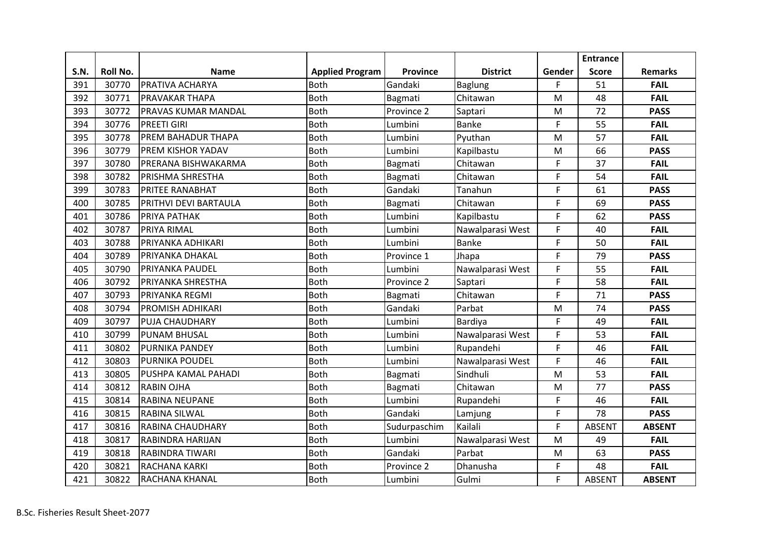| S.N. | Roll No. | Name | Applied Program | Province | District | Gender | Entrance Score | Remarks |
|---|---|---|---|---|---|---|---|---|
| 391 | 30770 | PRATIVA ACHARYA | Both | Gandaki | Baglung | F | 51 | **FAIL** |
| 392 | 30771 | PRAVAKAR THAPA | Both | Bagmati | Chitawan | M | 48 | **FAIL** |
| 393 | 30772 | PRAVAS KUMAR MANDAL | Both | Province 2 | Saptari | M | 72 | **PASS** |
| 394 | 30776 | PREETI GIRI | Both | Lumbini | Banke | F | 55 | **FAIL** |
| 395 | 30778 | PREM BAHADUR THAPA | Both | Lumbini | Pyuthan | M | 57 | **FAIL** |
| 396 | 30779 | PREM KISHOR YADAV | Both | Lumbini | Kapilbastu | M | 66 | **PASS** |
| 397 | 30780 | PRERANA BISHWAKARMA | Both | Bagmati | Chitawan | F | 37 | **FAIL** |
| 398 | 30782 | PRISHMA SHRESTHA | Both | Bagmati | Chitawan | F | 54 | **FAIL** |
| 399 | 30783 | PRITEE RANABHAT | Both | Gandaki | Tanahun | F | 61 | **PASS** |
| 400 | 30785 | PRITHVI DEVI BARTAULA | Both | Bagmati | Chitawan | F | 69 | **PASS** |
| 401 | 30786 | PRIYA PATHAK | Both | Lumbini | Kapilbastu | F | 62 | **PASS** |
| 402 | 30787 | PRIYA RIMAL | Both | Lumbini | Nawalparasi West | F | 40 | **FAIL** |
| 403 | 30788 | PRIYANKA ADHIKARI | Both | Lumbini | Banke | F | 50 | **FAIL** |
| 404 | 30789 | PRIYANKA DHAKAL | Both | Province 1 | Jhapa | F | 79 | **PASS** |
| 405 | 30790 | PRIYANKA PAUDEL | Both | Lumbini | Nawalparasi West | F | 55 | **FAIL** |
| 406 | 30792 | PRIYANKA SHRESTHA | Both | Province 2 | Saptari | F | 58 | **FAIL** |
| 407 | 30793 | PRIYANKA REGMI | Both | Bagmati | Chitawan | F | 71 | **PASS** |
| 408 | 30794 | PROMISH ADHIKARI | Both | Gandaki | Parbat | M | 74 | **PASS** |
| 409 | 30797 | PUJA CHAUDHARY | Both | Lumbini | Bardiya | F | 49 | **FAIL** |
| 410 | 30799 | PUNAM BHUSAL | Both | Lumbini | Nawalparasi West | F | 53 | **FAIL** |
| 411 | 30802 | PURNIKA PANDEY | Both | Lumbini | Rupandehi | F | 46 | **FAIL** |
| 412 | 30803 | PURNIKA POUDEL | Both | Lumbini | Nawalparasi West | F | 46 | **FAIL** |
| 413 | 30805 | PUSHPA KAMAL PAHADI | Both | Bagmati | Sindhuli | M | 53 | **FAIL** |
| 414 | 30812 | RABIN OJHA | Both | Bagmati | Chitawan | M | 77 | **PASS** |
| 415 | 30814 | RABINA NEUPANE | Both | Lumbini | Rupandehi | F | 46 | **FAIL** |
| 416 | 30815 | RABINA SILWAL | Both | Gandaki | Lamjung | F | 78 | **PASS** |
| 417 | 30816 | RABINA CHAUDHARY | Both | Sudurpaschim | Kailali | F | ABSENT | **ABSENT** |
| 418 | 30817 | RABINDRA HARIJAN | Both | Lumbini | Nawalparasi West | M | 49 | **FAIL** |
| 419 | 30818 | RABINDRA TIWARI | Both | Gandaki | Parbat | M | 63 | **PASS** |
| 420 | 30821 | RACHANA KARKI | Both | Province 2 | Dhanusha | F | 48 | **FAIL** |
| 421 | 30822 | RACHANA KHANAL | Both | Lumbini | Gulmi | F | ABSENT | **ABSENT** |

B.Sc. Fisheries Result Sheet-2077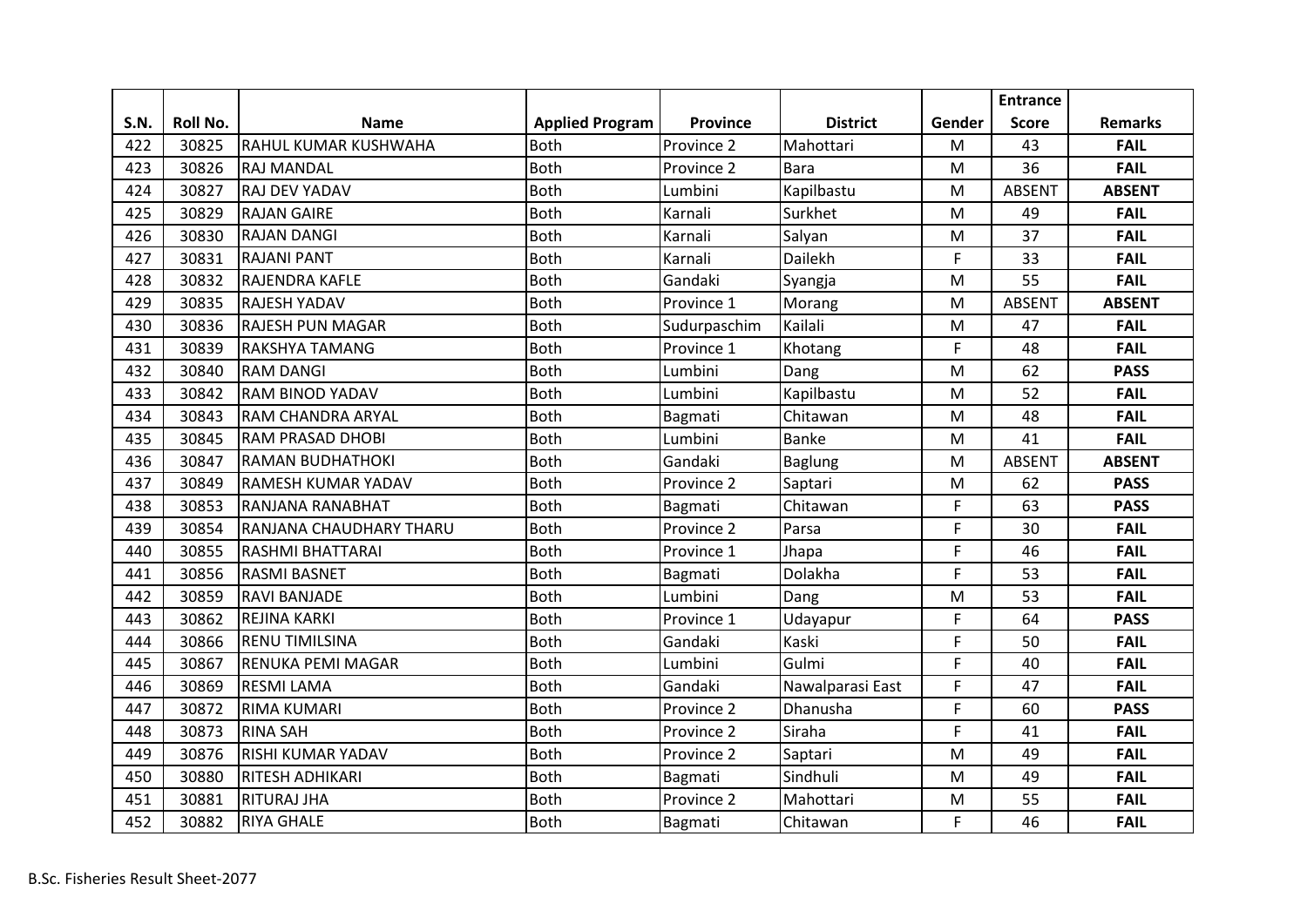| S.N. | Roll No. | Name | Applied Program | Province | District | Gender | Entrance Score | Remarks |
|---|---|---|---|---|---|---|---|---|
| 422 | 30825 | RAHUL KUMAR KUSHWAHA | Both | Province 2 | Mahottari | M | 43 | **FAIL** |
| 423 | 30826 | RAJ MANDAL | Both | Province 2 | Bara | M | 36 | **FAIL** |
| 424 | 30827 | RAJ DEV YADAV | Both | Lumbini | Kapilbastu | M | ABSENT | **ABSENT** |
| 425 | 30829 | RAJAN GAIRE | Both | Karnali | Surkhet | M | 49 | **FAIL** |
| 426 | 30830 | RAJAN DANGI | Both | Karnali | Salyan | M | 37 | **FAIL** |
| 427 | 30831 | RAJANI PANT | Both | Karnali | Dailekh | F | 33 | **FAIL** |
| 428 | 30832 | RAJENDRA KAFLE | Both | Gandaki | Syangja | M | 55 | **FAIL** |
| 429 | 30835 | RAJESH YADAV | Both | Province 1 | Morang | M | ABSENT | **ABSENT** |
| 430 | 30836 | RAJESH PUN MAGAR | Both | Sudurpaschim | Kailali | M | 47 | **FAIL** |
| 431 | 30839 | RAKSHYA TAMANG | Both | Province 1 | Khotang | F | 48 | **FAIL** |
| 432 | 30840 | RAM DANGI | Both | Lumbini | Dang | M | 62 | **PASS** |
| 433 | 30842 | RAM BINOD YADAV | Both | Lumbini | Kapilbastu | M | 52 | **FAIL** |
| 434 | 30843 | RAM CHANDRA ARYAL | Both | Bagmati | Chitawan | M | 48 | **FAIL** |
| 435 | 30845 | RAM PRASAD DHOBI | Both | Lumbini | Banke | M | 41 | **FAIL** |
| 436 | 30847 | RAMAN BUDHATHOKI | Both | Gandaki | Baglung | M | ABSENT | **ABSENT** |
| 437 | 30849 | RAMESH KUMAR YADAV | Both | Province 2 | Saptari | M | 62 | **PASS** |
| 438 | 30853 | RANJANA RANABHAT | Both | Bagmati | Chitawan | F | 63 | **PASS** |
| 439 | 30854 | RANJANA CHAUDHARY THARU | Both | Province 2 | Parsa | F | 30 | **FAIL** |
| 440 | 30855 | RASHMI BHATTARAI | Both | Province 1 | Jhapa | F | 46 | **FAIL** |
| 441 | 30856 | RASMI BASNET | Both | Bagmati | Dolakha | F | 53 | **FAIL** |
| 442 | 30859 | RAVI BANJADE | Both | Lumbini | Dang | M | 53 | **FAIL** |
| 443 | 30862 | REJINA KARKI | Both | Province 1 | Udayapur | F | 64 | **PASS** |
| 444 | 30866 | RENU TIMILSINA | Both | Gandaki | Kaski | F | 50 | **FAIL** |
| 445 | 30867 | RENUKA PEMI MAGAR | Both | Lumbini | Gulmi | F | 40 | **FAIL** |
| 446 | 30869 | RESMI LAMA | Both | Gandaki | Nawalparasi East | F | 47 | **FAIL** |
| 447 | 30872 | RIMA KUMARI | Both | Province 2 | Dhanusha | F | 60 | **PASS** |
| 448 | 30873 | RINA SAH | Both | Province 2 | Siraha | F | 41 | **FAIL** |
| 449 | 30876 | RISHI KUMAR YADAV | Both | Province 2 | Saptari | M | 49 | **FAIL** |
| 450 | 30880 | RITESH ADHIKARI | Both | Bagmati | Sindhuli | M | 49 | **FAIL** |
| 451 | 30881 | RITURAJ JHA | Both | Province 2 | Mahottari | M | 55 | **FAIL** |
| 452 | 30882 | RIYA GHALE | Both | Bagmati | Chitawan | F | 46 | **FAIL** |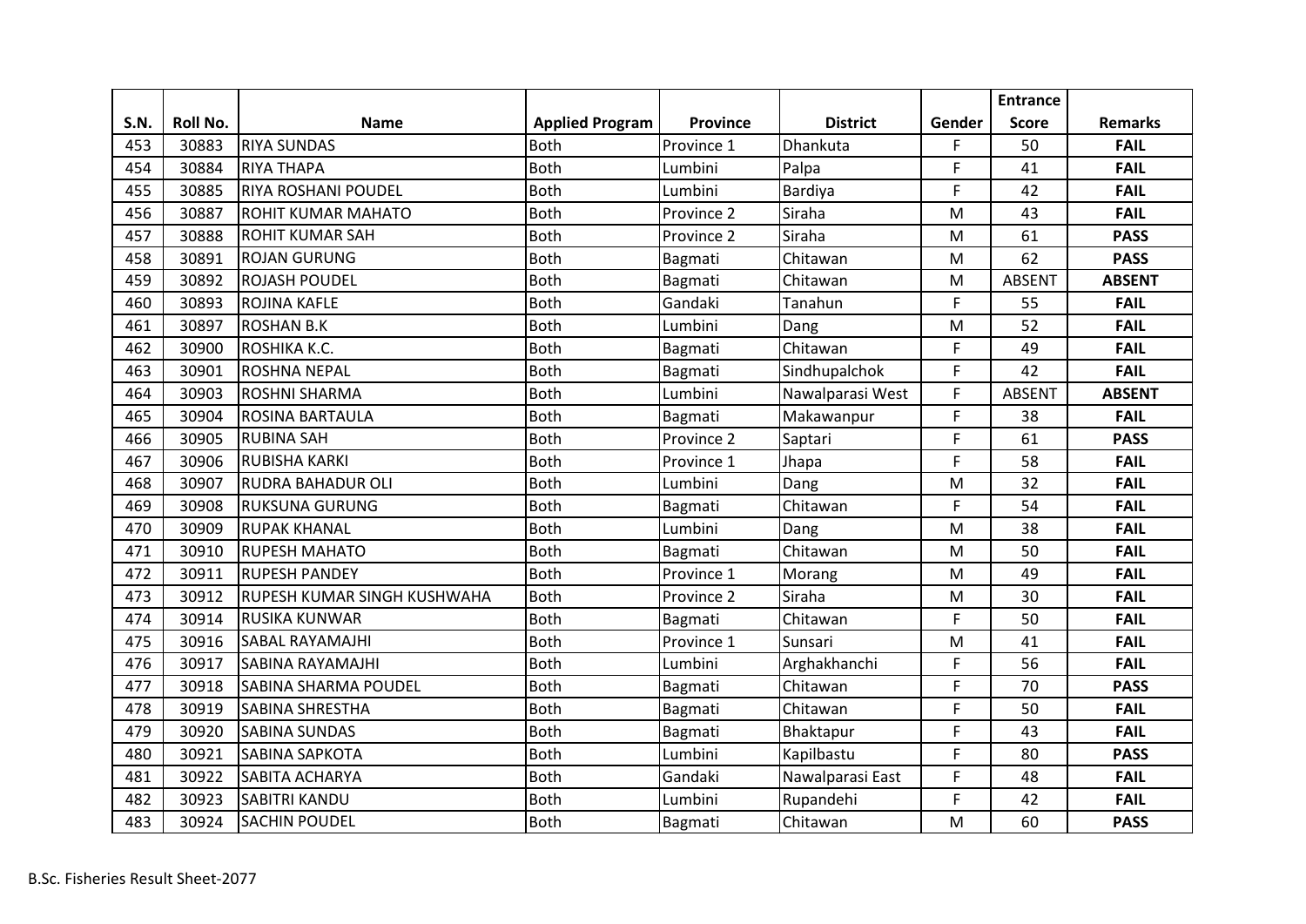| S.N. | Roll No. | Name | Applied Program | Province | District | Gender | Entrance Score | Remarks |
|---|---|---|---|---|---|---|---|---|
| 453 | 30883 | RIYA SUNDAS | Both | Province 1 | Dhankuta | F | 50 | **FAIL** |
| 454 | 30884 | RIYA THAPA | Both | Lumbini | Palpa | F | 41 | **FAIL** |
| 455 | 30885 | RIYA ROSHANI POUDEL | Both | Lumbini | Bardiya | F | 42 | **FAIL** |
| 456 | 30887 | ROHIT KUMAR MAHATO | Both | Province 2 | Siraha | M | 43 | **FAIL** |
| 457 | 30888 | ROHIT KUMAR SAH | Both | Province 2 | Siraha | M | 61 | **PASS** |
| 458 | 30891 | ROJAN GURUNG | Both | Bagmati | Chitawan | M | 62 | **PASS** |
| 459 | 30892 | ROJASH POUDEL | Both | Bagmati | Chitawan | M | ABSENT | **ABSENT** |
| 460 | 30893 | ROJINA KAFLE | Both | Gandaki | Tanahun | F | 55 | **FAIL** |
| 461 | 30897 | ROSHAN B.K | Both | Lumbini | Dang | M | 52 | **FAIL** |
| 462 | 30900 | ROSHIKA K.C. | Both | Bagmati | Chitawan | F | 49 | **FAIL** |
| 463 | 30901 | ROSHNA NEPAL | Both | Bagmati | Sindhupalchok | F | 42 | **FAIL** |
| 464 | 30903 | ROSHNI SHARMA | Both | Lumbini | Nawalparasi West | F | ABSENT | **ABSENT** |
| 465 | 30904 | ROSINA BARTAULA | Both | Bagmati | Makawanpur | F | 38 | **FAIL** |
| 466 | 30905 | RUBINA SAH | Both | Province 2 | Saptari | F | 61 | **PASS** |
| 467 | 30906 | RUBISHA KARKI | Both | Province 1 | Jhapa | F | 58 | **FAIL** |
| 468 | 30907 | RUDRA BAHADUR OLI | Both | Lumbini | Dang | M | 32 | **FAIL** |
| 469 | 30908 | RUKSUNA GURUNG | Both | Bagmati | Chitawan | F | 54 | **FAIL** |
| 470 | 30909 | RUPAK KHANAL | Both | Lumbini | Dang | M | 38 | **FAIL** |
| 471 | 30910 | RUPESH MAHATO | Both | Bagmati | Chitawan | M | 50 | **FAIL** |
| 472 | 30911 | RUPESH PANDEY | Both | Province 1 | Morang | M | 49 | **FAIL** |
| 473 | 30912 | RUPESH KUMAR SINGH KUSHWAHA | Both | Province 2 | Siraha | M | 30 | **FAIL** |
| 474 | 30914 | RUSIKA KUNWAR | Both | Bagmati | Chitawan | F | 50 | **FAIL** |
| 475 | 30916 | SABAL RAYAMAJHI | Both | Province 1 | Sunsari | M | 41 | **FAIL** |
| 476 | 30917 | SABINA RAYAMAJHI | Both | Lumbini | Arghakhanchi | F | 56 | **FAIL** |
| 477 | 30918 | SABINA SHARMA POUDEL | Both | Bagmati | Chitawan | F | 70 | **PASS** |
| 478 | 30919 | SABINA SHRESTHA | Both | Bagmati | Chitawan | F | 50 | **FAIL** |
| 479 | 30920 | SABINA SUNDAS | Both | Bagmati | Bhaktapur | F | 43 | **FAIL** |
| 480 | 30921 | SABINA SAPKOTA | Both | Lumbini | Kapilbastu | F | 80 | **PASS** |
| 481 | 30922 | SABITA ACHARYA | Both | Gandaki | Nawalparasi East | F | 48 | **FAIL** |
| 482 | 30923 | SABITRI KANDU | Both | Lumbini | Rupandehi | F | 42 | **FAIL** |
| 483 | 30924 | SACHIN POUDEL | Both | Bagmati | Chitawan | M | 60 | **PASS** |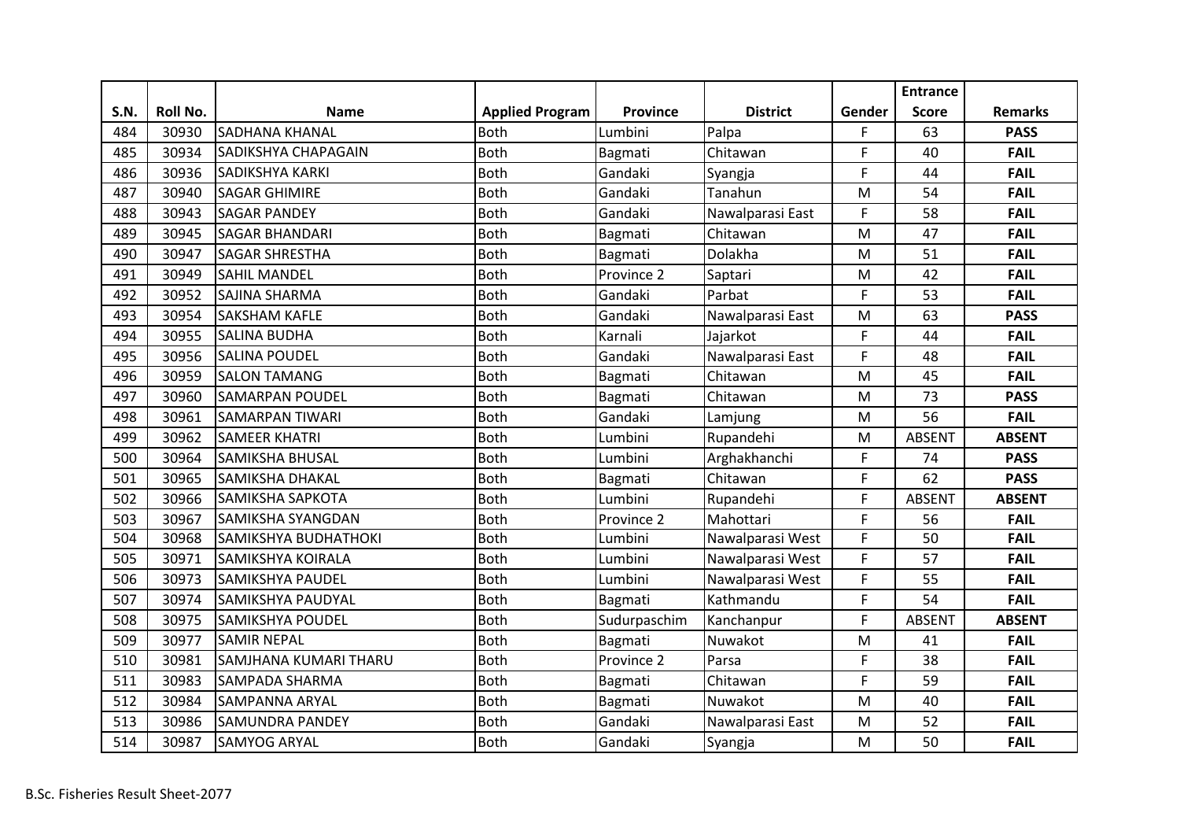| S.N. | Roll No. | Name | Applied Program | Province | District | Gender | Entrance Score | Remarks |
|---|---|---|---|---|---|---|---|---|
| 484 | 30930 | SADHANA KHANAL | Both | Lumbini | Palpa | F | 63 | **PASS** |
| 485 | 30934 | SADIKSHYA CHAPAGAIN | Both | Bagmati | Chitawan | F | 40 | **FAIL** |
| 486 | 30936 | SADIKSHYA KARKI | Both | Gandaki | Syangja | F | 44 | **FAIL** |
| 487 | 30940 | SAGAR GHIMIRE | Both | Gandaki | Tanahun | M | 54 | **FAIL** |
| 488 | 30943 | SAGAR PANDEY | Both | Gandaki | Nawalparasi East | F | 58 | **FAIL** |
| 489 | 30945 | SAGAR BHANDARI | Both | Bagmati | Chitawan | M | 47 | **FAIL** |
| 490 | 30947 | SAGAR SHRESTHA | Both | Bagmati | Dolakha | M | 51 | **FAIL** |
| 491 | 30949 | SAHIL MANDEL | Both | Province 2 | Saptari | M | 42 | **FAIL** |
| 492 | 30952 | SAJINA SHARMA | Both | Gandaki | Parbat | F | 53 | **FAIL** |
| 493 | 30954 | SAKSHAM KAFLE | Both | Gandaki | Nawalparasi East | M | 63 | **PASS** |
| 494 | 30955 | SALINA BUDHA | Both | Karnali | Jajarkot | F | 44 | **FAIL** |
| 495 | 30956 | SALINA POUDEL | Both | Gandaki | Nawalparasi East | F | 48 | **FAIL** |
| 496 | 30959 | SALON TAMANG | Both | Bagmati | Chitawan | M | 45 | **FAIL** |
| 497 | 30960 | SAMARPAN POUDEL | Both | Bagmati | Chitawan | M | 73 | **PASS** |
| 498 | 30961 | SAMARPAN TIWARI | Both | Gandaki | Lamjung | M | 56 | **FAIL** |
| 499 | 30962 | SAMEER KHATRI | Both | Lumbini | Rupandehi | M | ABSENT | **ABSENT** |
| 500 | 30964 | SAMIKSHA BHUSAL | Both | Lumbini | Arghakhanchi | F | 74 | **PASS** |
| 501 | 30965 | SAMIKSHA DHAKAL | Both | Bagmati | Chitawan | F | 62 | **PASS** |
| 502 | 30966 | SAMIKSHA SAPKOTA | Both | Lumbini | Rupandehi | F | ABSENT | **ABSENT** |
| 503 | 30967 | SAMIKSHA SYANGDAN | Both | Province 2 | Mahottari | F | 56 | **FAIL** |
| 504 | 30968 | SAMIKSHYA BUDHATHOKI | Both | Lumbini | Nawalparasi West | F | 50 | **FAIL** |
| 505 | 30971 | SAMIKSHYA KOIRALA | Both | Lumbini | Nawalparasi West | F | 57 | **FAIL** |
| 506 | 30973 | SAMIKSHYA PAUDEL | Both | Lumbini | Nawalparasi West | F | 55 | **FAIL** |
| 507 | 30974 | SAMIKSHYA PAUDYAL | Both | Bagmati | Kathmandu | F | 54 | **FAIL** |
| 508 | 30975 | SAMIKSHYA POUDEL | Both | Sudurpaschim | Kanchanpur | F | ABSENT | **ABSENT** |
| 509 | 30977 | SAMIR NEPAL | Both | Bagmati | Nuwakot | M | 41 | **FAIL** |
| 510 | 30981 | SAMJHANA KUMARI THARU | Both | Province 2 | Parsa | F | 38 | **FAIL** |
| 511 | 30983 | SAMPADA SHARMA | Both | Bagmati | Chitawan | F | 59 | **FAIL** |
| 512 | 30984 | SAMPANNA ARYAL | Both | Bagmati | Nuwakot | M | 40 | **FAIL** |
| 513 | 30986 | SAMUNDRA PANDEY | Both | Gandaki | Nawalparasi East | M | 52 | **FAIL** |
| 514 | 30987 | SAMYOG ARYAL | Both | Gandaki | Syangja | M | 50 | **FAIL** |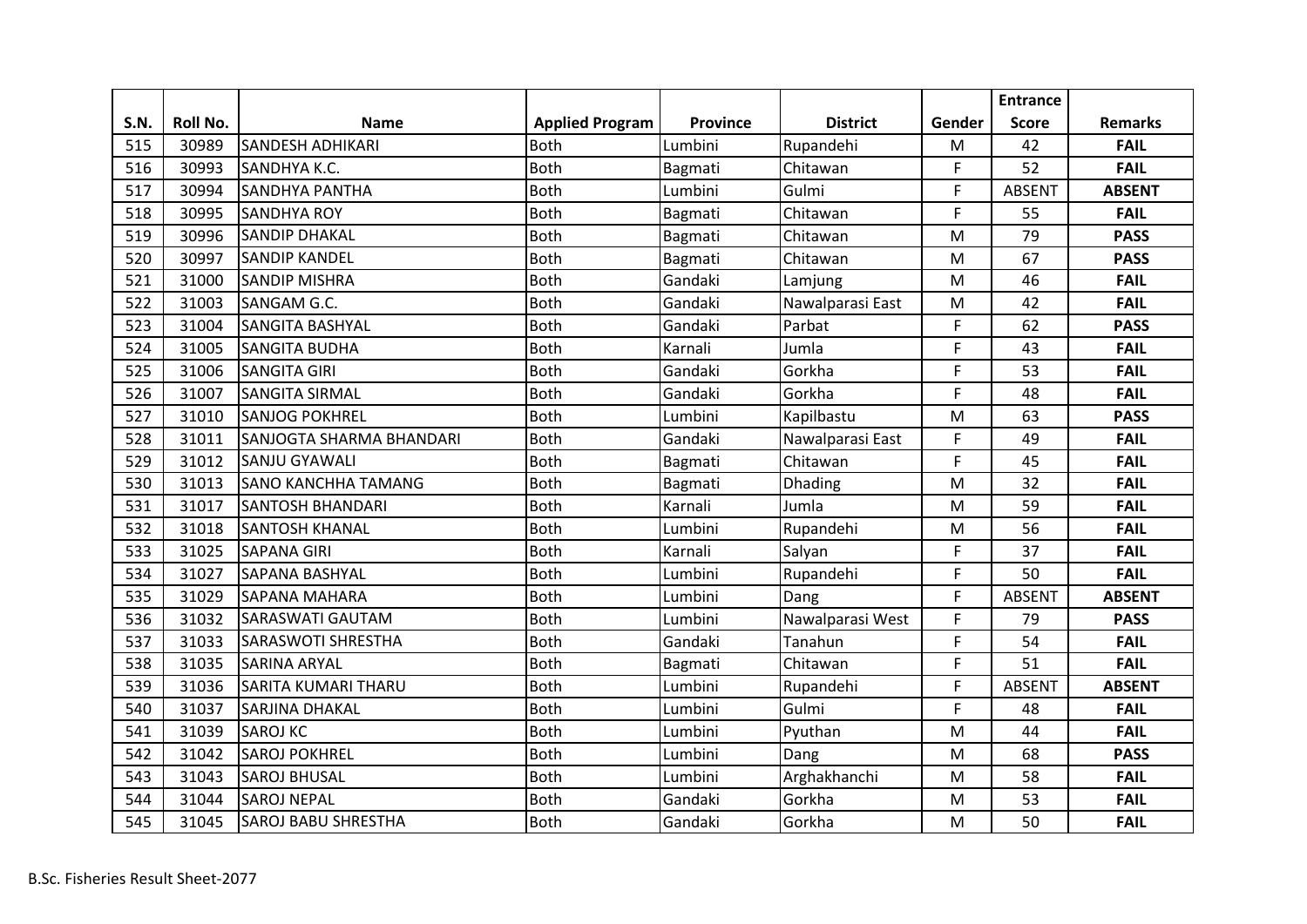| S.N. | Roll No. | Name | Applied Program | Province | District | Gender | Entrance Score | Remarks |
|---|---|---|---|---|---|---|---|---|
| 515 | 30989 | SANDESH ADHIKARI | Both | Lumbini | Rupandehi | M | 42 | **FAIL** |
| 516 | 30993 | SANDHYA K.C. | Both | Bagmati | Chitawan | F | 52 | **FAIL** |
| 517 | 30994 | SANDHYA PANTHA | Both | Lumbini | Gulmi | F | ABSENT | **ABSENT** |
| 518 | 30995 | SANDHYA ROY | Both | Bagmati | Chitawan | F | 55 | **FAIL** |
| 519 | 30996 | SANDIP DHAKAL | Both | Bagmati | Chitawan | M | 79 | **PASS** |
| 520 | 30997 | SANDIP KANDEL | Both | Bagmati | Chitawan | M | 67 | **PASS** |
| 521 | 31000 | SANDIP MISHRA | Both | Gandaki | Lamjung | M | 46 | **FAIL** |
| 522 | 31003 | SANGAM G.C. | Both | Gandaki | Nawalparasi East | M | 42 | **FAIL** |
| 523 | 31004 | SANGITA BASHYAL | Both | Gandaki | Parbat | F | 62 | **PASS** |
| 524 | 31005 | SANGITA BUDHA | Both | Karnali | Jumla | F | 43 | **FAIL** |
| 525 | 31006 | SANGITA GIRI | Both | Gandaki | Gorkha | F | 53 | **FAIL** |
| 526 | 31007 | SANGITA SIRMAL | Both | Gandaki | Gorkha | F | 48 | **FAIL** |
| 527 | 31010 | SANJOG POKHREL | Both | Lumbini | Kapilbastu | M | 63 | **PASS** |
| 528 | 31011 | SANJOGTA SHARMA BHANDARI | Both | Gandaki | Nawalparasi East | F | 49 | **FAIL** |
| 529 | 31012 | SANJU GYAWALI | Both | Bagmati | Chitawan | F | 45 | **FAIL** |
| 530 | 31013 | SANO KANCHHA TAMANG | Both | Bagmati | Dhading | M | 32 | **FAIL** |
| 531 | 31017 | SANTOSH BHANDARI | Both | Karnali | Jumla | M | 59 | **FAIL** |
| 532 | 31018 | SANTOSH KHANAL | Both | Lumbini | Rupandehi | M | 56 | **FAIL** |
| 533 | 31025 | SAPANA GIRI | Both | Karnali | Salyan | F | 37 | **FAIL** |
| 534 | 31027 | SAPANA BASHYAL | Both | Lumbini | Rupandehi | F | 50 | **FAIL** |
| 535 | 31029 | SAPANA MAHARA | Both | Lumbini | Dang | F | ABSENT | **ABSENT** |
| 536 | 31032 | SARASWATI GAUTAM | Both | Lumbini | Nawalparasi West | F | 79 | **PASS** |
| 537 | 31033 | SARASWOTI SHRESTHA | Both | Gandaki | Tanahun | F | 54 | **FAIL** |
| 538 | 31035 | SARINA ARYAL | Both | Bagmati | Chitawan | F | 51 | **FAIL** |
| 539 | 31036 | SARITA KUMARI THARU | Both | Lumbini | Rupandehi | F | ABSENT | **ABSENT** |
| 540 | 31037 | SARJINA DHAKAL | Both | Lumbini | Gulmi | F | 48 | **FAIL** |
| 541 | 31039 | SAROJ KC | Both | Lumbini | Pyuthan | M | 44 | **FAIL** |
| 542 | 31042 | SAROJ POKHREL | Both | Lumbini | Dang | M | 68 | **PASS** |
| 543 | 31043 | SAROJ BHUSAL | Both | Lumbini | Arghakhanchi | M | 58 | **FAIL** |
| 544 | 31044 | SAROJ NEPAL | Both | Gandaki | Gorkha | M | 53 | **FAIL** |
| 545 | 31045 | SAROJ BABU SHRESTHA | Both | Gandaki | Gorkha | M | 50 | **FAIL** |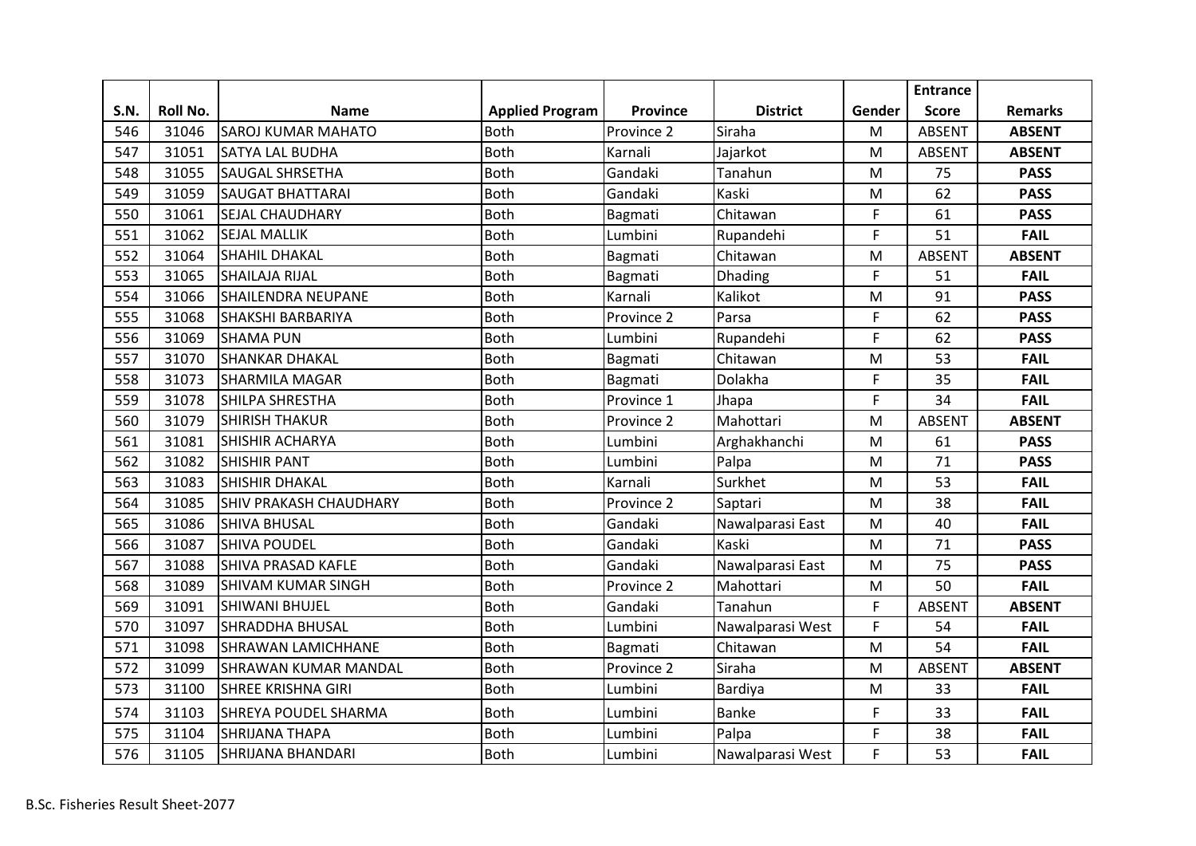| S.N. | Roll No. | Name | Applied Program | Province | District | Gender | Entrance Score | Remarks |
|---|---|---|---|---|---|---|---|---|
| 546 | 31046 | SAROJ KUMAR MAHATO | Both | Province 2 | Siraha | M | ABSENT | **ABSENT** |
| 547 | 31051 | SATYA LAL BUDHA | Both | Karnali | Jajarkot | M | ABSENT | **ABSENT** |
| 548 | 31055 | SAUGAL SHRSETHA | Both | Gandaki | Tanahun | M | 75 | **PASS** |
| 549 | 31059 | SAUGAT BHATTARAI | Both | Gandaki | Kaski | M | 62 | **PASS** |
| 550 | 31061 | SEJAL CHAUDHARY | Both | Bagmati | Chitawan | F | 61 | **PASS** |
| 551 | 31062 | SEJAL MALLIK | Both | Lumbini | Rupandehi | F | 51 | **FAIL** |
| 552 | 31064 | SHAHIL DHAKAL | Both | Bagmati | Chitawan | M | ABSENT | **ABSENT** |
| 553 | 31065 | SHAILAJA RIJAL | Both | Bagmati | Dhading | F | 51 | **FAIL** |
| 554 | 31066 | SHAILENDRA NEUPANE | Both | Karnali | Kalikot | M | 91 | **PASS** |
| 555 | 31068 | SHAKSHI BARBARIYA | Both | Province 2 | Parsa | F | 62 | **PASS** |
| 556 | 31069 | SHAMA PUN | Both | Lumbini | Rupandehi | F | 62 | **PASS** |
| 557 | 31070 | SHANKAR DHAKAL | Both | Bagmati | Chitawan | M | 53 | **FAIL** |
| 558 | 31073 | SHARMILA MAGAR | Both | Bagmati | Dolakha | F | 35 | **FAIL** |
| 559 | 31078 | SHILPA SHRESTHA | Both | Province 1 | Jhapa | F | 34 | **FAIL** |
| 560 | 31079 | SHIRISH THAKUR | Both | Province 2 | Mahottari | M | ABSENT | **ABSENT** |
| 561 | 31081 | SHISHIR ACHARYA | Both | Lumbini | Arghakhanchi | M | 61 | **PASS** |
| 562 | 31082 | SHISHIR PANT | Both | Lumbini | Palpa | M | 71 | **PASS** |
| 563 | 31083 | SHISHIR DHAKAL | Both | Karnali | Surkhet | M | 53 | **FAIL** |
| 564 | 31085 | SHIV PRAKASH CHAUDHARY | Both | Province 2 | Saptari | M | 38 | **FAIL** |
| 565 | 31086 | SHIVA BHUSAL | Both | Gandaki | Nawalparasi East | M | 40 | **FAIL** |
| 566 | 31087 | SHIVA POUDEL | Both | Gandaki | Kaski | M | 71 | **PASS** |
| 567 | 31088 | SHIVA PRASAD KAFLE | Both | Gandaki | Nawalparasi East | M | 75 | **PASS** |
| 568 | 31089 | SHIVAM KUMAR SINGH | Both | Province 2 | Mahottari | M | 50 | **FAIL** |
| 569 | 31091 | SHIWANI BHUJEL | Both | Gandaki | Tanahun | F | ABSENT | **ABSENT** |
| 570 | 31097 | SHRADDHA BHUSAL | Both | Lumbini | Nawalparasi West | F | 54 | **FAIL** |
| 571 | 31098 | SHRAWAN LAMICHHANE | Both | Bagmati | Chitawan | M | 54 | **FAIL** |
| 572 | 31099 | SHRAWAN KUMAR MANDAL | Both | Province 2 | Siraha | M | ABSENT | **ABSENT** |
| 573 | 31100 | SHREE KRISHNA GIRI | Both | Lumbini | Bardiya | M | 33 | **FAIL** |
| 574 | 31103 | SHREYA POUDEL SHARMA | Both | Lumbini | Banke | F | 33 | **FAIL** |
| 575 | 31104 | SHRIJANA THAPA | Both | Lumbini | Palpa | F | 38 | **FAIL** |
| 576 | 31105 | SHRIJANA BHANDARI | Both | Lumbini | Nawalparasi West | F | 53 | **FAIL** |

B.Sc. Fisheries Result Sheet-2077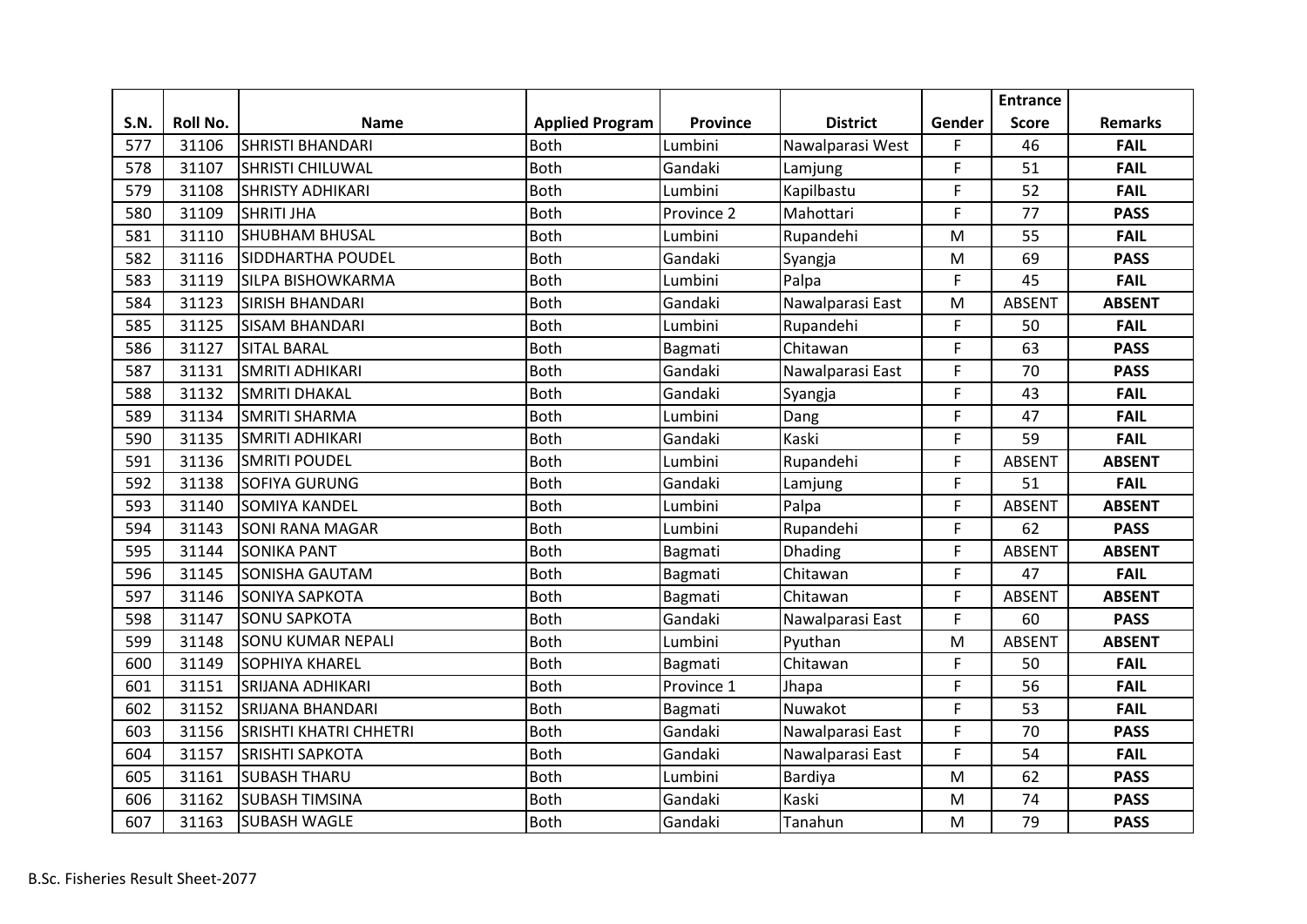| S.N. | Roll No. | Name | Applied Program | Province | District | Gender | Entrance Score | Remarks |
|---|---|---|---|---|---|---|---|---|
| 577 | 31106 | SHRISTI BHANDARI | Both | Lumbini | Nawalparasi West | F | 46 | **FAIL** |
| 578 | 31107 | SHRISTI CHILUWAL | Both | Gandaki | Lamjung | F | 51 | **FAIL** |
| 579 | 31108 | SHRISTY ADHIKARI | Both | Lumbini | Kapilbastu | F | 52 | **FAIL** |
| 580 | 31109 | SHRITI JHA | Both | Province 2 | Mahottari | F | 77 | **PASS** |
| 581 | 31110 | SHUBHAM BHUSAL | Both | Lumbini | Rupandehi | M | 55 | **FAIL** |
| 582 | 31116 | SIDDHARTHA POUDEL | Both | Gandaki | Syangja | M | 69 | **PASS** |
| 583 | 31119 | SILPA BISHOWKARMA | Both | Lumbini | Palpa | F | 45 | **FAIL** |
| 584 | 31123 | SIRISH BHANDARI | Both | Gandaki | Nawalparasi East | M | ABSENT | **ABSENT** |
| 585 | 31125 | SISAM BHANDARI | Both | Lumbini | Rupandehi | F | 50 | **FAIL** |
| 586 | 31127 | SITAL BARAL | Both | Bagmati | Chitawan | F | 63 | **PASS** |
| 587 | 31131 | SMRITI ADHIKARI | Both | Gandaki | Nawalparasi East | F | 70 | **PASS** |
| 588 | 31132 | SMRITI DHAKAL | Both | Gandaki | Syangja | F | 43 | **FAIL** |
| 589 | 31134 | SMRITI SHARMA | Both | Lumbini | Dang | F | 47 | **FAIL** |
| 590 | 31135 | SMRITI ADHIKARI | Both | Gandaki | Kaski | F | 59 | **FAIL** |
| 591 | 31136 | SMRITI POUDEL | Both | Lumbini | Rupandehi | F | ABSENT | **ABSENT** |
| 592 | 31138 | SOFIYA GURUNG | Both | Gandaki | Lamjung | F | 51 | **FAIL** |
| 593 | 31140 | SOMIYA KANDEL | Both | Lumbini | Palpa | F | ABSENT | **ABSENT** |
| 594 | 31143 | SONI RANA MAGAR | Both | Lumbini | Rupandehi | F | 62 | **PASS** |
| 595 | 31144 | SONIKA PANT | Both | Bagmati | Dhading | F | ABSENT | **ABSENT** |
| 596 | 31145 | SONISHA GAUTAM | Both | Bagmati | Chitawan | F | 47 | **FAIL** |
| 597 | 31146 | SONIYA SAPKOTA | Both | Bagmati | Chitawan | F | ABSENT | **ABSENT** |
| 598 | 31147 | SONU SAPKOTA | Both | Gandaki | Nawalparasi East | F | 60 | **PASS** |
| 599 | 31148 | SONU KUMAR NEPALI | Both | Lumbini | Pyuthan | M | ABSENT | **ABSENT** |
| 600 | 31149 | SOPHIYA KHAREL | Both | Bagmati | Chitawan | F | 50 | **FAIL** |
| 601 | 31151 | SRIJANA ADHIKARI | Both | Province 1 | Jhapa | F | 56 | **FAIL** |
| 602 | 31152 | SRIJANA BHANDARI | Both | Bagmati | Nuwakot | F | 53 | **FAIL** |
| 603 | 31156 | SRISHTI KHATRI CHHETRI | Both | Gandaki | Nawalparasi East | F | 70 | **PASS** |
| 604 | 31157 | SRISHTI SAPKOTA | Both | Gandaki | Nawalparasi East | F | 54 | **FAIL** |
| 605 | 31161 | SUBASH THARU | Both | Lumbini | Bardiya | M | 62 | **PASS** |
| 606 | 31162 | SUBASH TIMSINA | Both | Gandaki | Kaski | M | 74 | **PASS** |
| 607 | 31163 | SUBASH WAGLE | Both | Gandaki | Tanahun | M | 79 | **PASS** |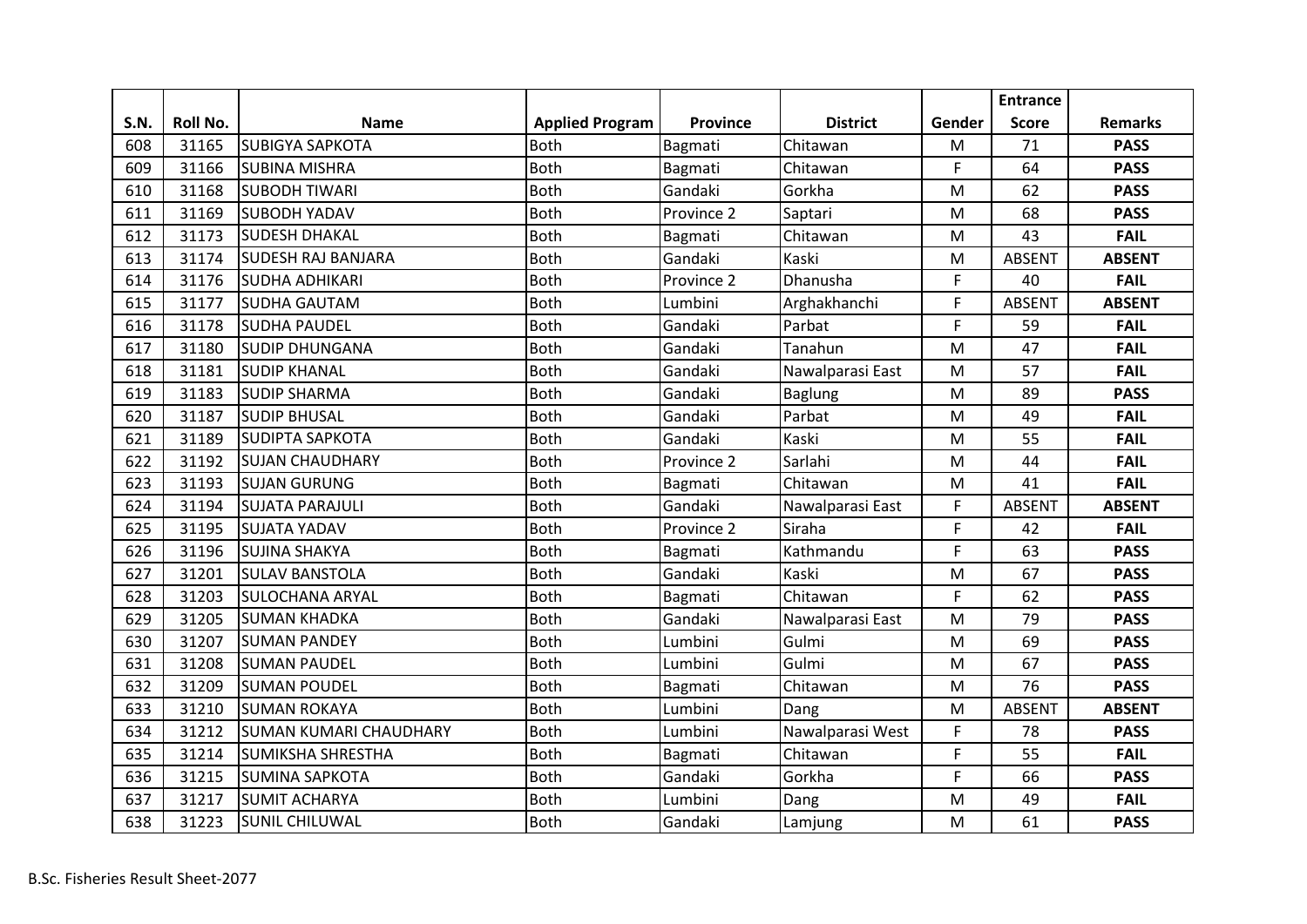| S.N. | Roll No. | Name | Applied Program | Province | District | Gender | Entrance Score | Remarks |
|---|---|---|---|---|---|---|---|---|
| 608 | 31165 | SUBIGYA SAPKOTA | Both | Bagmati | Chitawan | M | 71 | **PASS** |
| 609 | 31166 | SUBINA MISHRA | Both | Bagmati | Chitawan | F | 64 | **PASS** |
| 610 | 31168 | SUBODH TIWARI | Both | Gandaki | Gorkha | M | 62 | **PASS** |
| 611 | 31169 | SUBODH YADAV | Both | Province 2 | Saptari | M | 68 | **PASS** |
| 612 | 31173 | SUDESH DHAKAL | Both | Bagmati | Chitawan | M | 43 | **FAIL** |
| 613 | 31174 | SUDESH RAJ BANJARA | Both | Gandaki | Kaski | M | ABSENT | **ABSENT** |
| 614 | 31176 | SUDHA ADHIKARI | Both | Province 2 | Dhanusha | F | 40 | **FAIL** |
| 615 | 31177 | SUDHA GAUTAM | Both | Lumbini | Arghakhanchi | F | ABSENT | **ABSENT** |
| 616 | 31178 | SUDHA PAUDEL | Both | Gandaki | Parbat | F | 59 | **FAIL** |
| 617 | 31180 | SUDIP DHUNGANA | Both | Gandaki | Tanahun | M | 47 | **FAIL** |
| 618 | 31181 | SUDIP KHANAL | Both | Gandaki | Nawalparasi East | M | 57 | **FAIL** |
| 619 | 31183 | SUDIP SHARMA | Both | Gandaki | Baglung | M | 89 | **PASS** |
| 620 | 31187 | SUDIP BHUSAL | Both | Gandaki | Parbat | M | 49 | **FAIL** |
| 621 | 31189 | SUDIPTA SAPKOTA | Both | Gandaki | Kaski | M | 55 | **FAIL** |
| 622 | 31192 | SUJAN CHAUDHARY | Both | Province 2 | Sarlahi | M | 44 | **FAIL** |
| 623 | 31193 | SUJAN GURUNG | Both | Bagmati | Chitawan | M | 41 | **FAIL** |
| 624 | 31194 | SUJATA PARAJULI | Both | Gandaki | Nawalparasi East | F | ABSENT | **ABSENT** |
| 625 | 31195 | SUJATA YADAV | Both | Province 2 | Siraha | F | 42 | **FAIL** |
| 626 | 31196 | SUJINA SHAKYA | Both | Bagmati | Kathmandu | F | 63 | **PASS** |
| 627 | 31201 | SULAV BANSTOLA | Both | Gandaki | Kaski | M | 67 | **PASS** |
| 628 | 31203 | SULOCHANA ARYAL | Both | Bagmati | Chitawan | F | 62 | **PASS** |
| 629 | 31205 | SUMAN KHADKA | Both | Gandaki | Nawalparasi East | M | 79 | **PASS** |
| 630 | 31207 | SUMAN PANDEY | Both | Lumbini | Gulmi | M | 69 | **PASS** |
| 631 | 31208 | SUMAN PAUDEL | Both | Lumbini | Gulmi | M | 67 | **PASS** |
| 632 | 31209 | SUMAN POUDEL | Both | Bagmati | Chitawan | M | 76 | **PASS** |
| 633 | 31210 | SUMAN ROKAYA | Both | Lumbini | Dang | M | ABSENT | **ABSENT** |
| 634 | 31212 | SUMAN KUMARI CHAUDHARY | Both | Lumbini | Nawalparasi West | F | 78 | **PASS** |
| 635 | 31214 | SUMIKSHA SHRESTHA | Both | Bagmati | Chitawan | F | 55 | **FAIL** |
| 636 | 31215 | SUMINA SAPKOTA | Both | Gandaki | Gorkha | F | 66 | **PASS** |
| 637 | 31217 | SUMIT ACHARYA | Both | Lumbini | Dang | M | 49 | **FAIL** |
| 638 | 31223 | SUNIL CHILUWAL | Both | Gandaki | Lamjung | M | 61 | **PASS** |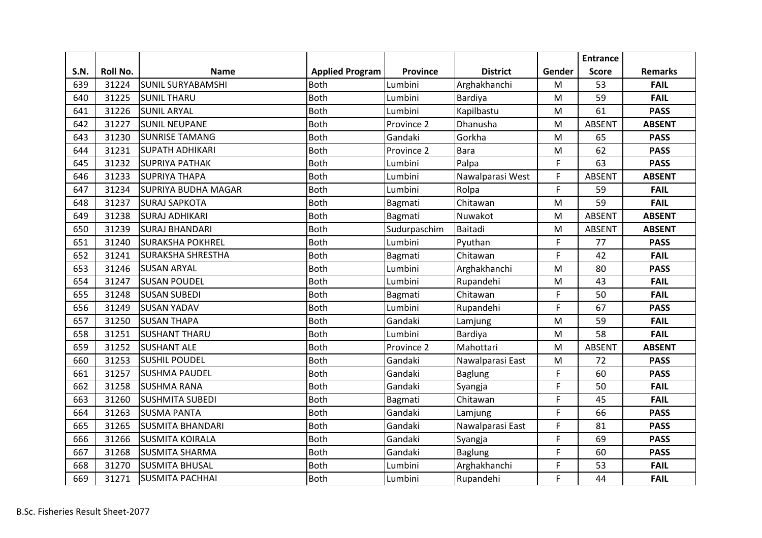| S.N. | Roll No. | Name | Applied Program | Province | District | Gender | Entrance Score | Remarks |
|---|---|---|---|---|---|---|---|---|
| 639 | 31224 | SUNIL SURYABAMSHI | Both | Lumbini | Arghakhanchi | M | 53 | **FAIL** |
| 640 | 31225 | SUNIL THARU | Both | Lumbini | Bardiya | M | 59 | **FAIL** |
| 641 | 31226 | SUNIL ARYAL | Both | Lumbini | Kapilbastu | M | 61 | **PASS** |
| 642 | 31227 | SUNIL NEUPANE | Both | Province 2 | Dhanusha | M | ABSENT | **ABSENT** |
| 643 | 31230 | SUNRISE TAMANG | Both | Gandaki | Gorkha | M | 65 | **PASS** |
| 644 | 31231 | SUPATH ADHIKARI | Both | Province 2 | Bara | M | 62 | **PASS** |
| 645 | 31232 | SUPRIYA PATHAK | Both | Lumbini | Palpa | F | 63 | **PASS** |
| 646 | 31233 | SUPRIYA THAPA | Both | Lumbini | Nawalparasi West | F | ABSENT | **ABSENT** |
| 647 | 31234 | SUPRIYA BUDHA MAGAR | Both | Lumbini | Rolpa | F | 59 | **FAIL** |
| 648 | 31237 | SURAJ SAPKOTA | Both | Bagmati | Chitawan | M | 59 | **FAIL** |
| 649 | 31238 | SURAJ ADHIKARI | Both | Bagmati | Nuwakot | M | ABSENT | **ABSENT** |
| 650 | 31239 | SURAJ BHANDARI | Both | Sudurpaschim | Baitadi | M | ABSENT | **ABSENT** |
| 651 | 31240 | SURAKSHA POKHREL | Both | Lumbini | Pyuthan | F | 77 | **PASS** |
| 652 | 31241 | SURAKSHA SHRESTHA | Both | Bagmati | Chitawan | F | 42 | **FAIL** |
| 653 | 31246 | SUSAN ARYAL | Both | Lumbini | Arghakhanchi | M | 80 | **PASS** |
| 654 | 31247 | SUSAN POUDEL | Both | Lumbini | Rupandehi | M | 43 | **FAIL** |
| 655 | 31248 | SUSAN SUBEDI | Both | Bagmati | Chitawan | F | 50 | **FAIL** |
| 656 | 31249 | SUSAN YADAV | Both | Lumbini | Rupandehi | F | 67 | **PASS** |
| 657 | 31250 | SUSAN THAPA | Both | Gandaki | Lamjung | M | 59 | **FAIL** |
| 658 | 31251 | SUSHANT THARU | Both | Lumbini | Bardiya | M | 58 | **FAIL** |
| 659 | 31252 | SUSHANT ALE | Both | Province 2 | Mahottari | M | ABSENT | **ABSENT** |
| 660 | 31253 | SUSHIL POUDEL | Both | Gandaki | Nawalparasi East | M | 72 | **PASS** |
| 661 | 31257 | SUSHMA PAUDEL | Both | Gandaki | Baglung | F | 60 | **PASS** |
| 662 | 31258 | SUSHMA RANA | Both | Gandaki | Syangja | F | 50 | **FAIL** |
| 663 | 31260 | SUSHMITA SUBEDI | Both | Bagmati | Chitawan | F | 45 | **FAIL** |
| 664 | 31263 | SUSMA PANTA | Both | Gandaki | Lamjung | F | 66 | **PASS** |
| 665 | 31265 | SUSMITA BHANDARI | Both | Gandaki | Nawalparasi East | F | 81 | **PASS** |
| 666 | 31266 | SUSMITA KOIRALA | Both | Gandaki | Syangja | F | 69 | **PASS** |
| 667 | 31268 | SUSMITA SHARMA | Both | Gandaki | Baglung | F | 60 | **PASS** |
| 668 | 31270 | SUSMITA BHUSAL | Both | Lumbini | Arghakhanchi | F | 53 | **FAIL** |
| 669 | 31271 | SUSMITA PACHHAI | Both | Lumbini | Rupandehi | F | 44 | **FAIL** |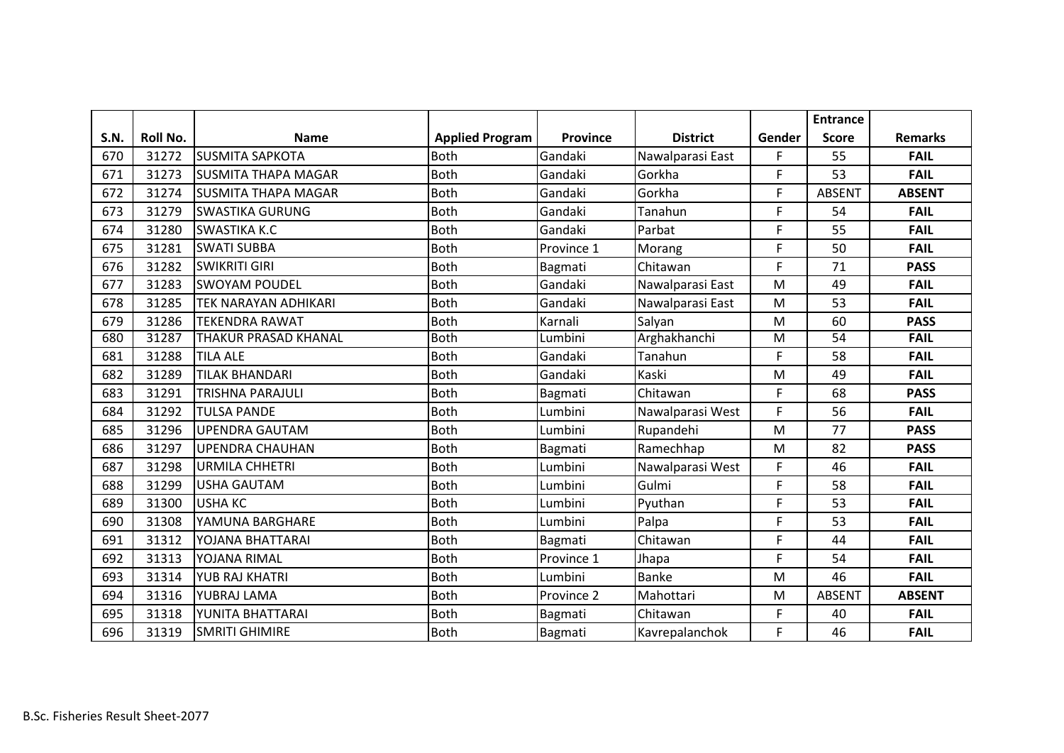| S.N. | Roll No. | Name | Applied Program | Province | District | Gender | Entrance Score | Remarks |
|---|---|---|---|---|---|---|---|---|
| 670 | 31272 | SUSMITA SAPKOTA | Both | Gandaki | Nawalparasi East | F | 55 | **FAIL** |
| 671 | 31273 | SUSMITA THAPA MAGAR | Both | Gandaki | Gorkha | F | 53 | **FAIL** |
| 672 | 31274 | SUSMITA THAPA MAGAR | Both | Gandaki | Gorkha | F | ABSENT | **ABSENT** |
| 673 | 31279 | SWASTIKA GURUNG | Both | Gandaki | Tanahun | F | 54 | **FAIL** |
| 674 | 31280 | SWASTIKA K.C | Both | Gandaki | Parbat | F | 55 | **FAIL** |
| 675 | 31281 | SWATI SUBBA | Both | Province 1 | Morang | F | 50 | **FAIL** |
| 676 | 31282 | SWIKRITI GIRI | Both | Bagmati | Chitawan | F | 71 | **PASS** |
| 677 | 31283 | SWOYAM POUDEL | Both | Gandaki | Nawalparasi East | M | 49 | **FAIL** |
| 678 | 31285 | TEK NARAYAN ADHIKARI | Both | Gandaki | Nawalparasi East | M | 53 | **FAIL** |
| 679 | 31286 | TEKENDRA RAWAT | Both | Karnali | Salyan | M | 60 | **PASS** |
| 680 | 31287 | THAKUR PRASAD KHANAL | Both | Lumbini | Arghakhanchi | M | 54 | **FAIL** |
| 681 | 31288 | TILA ALE | Both | Gandaki | Tanahun | F | 58 | **FAIL** |
| 682 | 31289 | TILAK BHANDARI | Both | Gandaki | Kaski | M | 49 | **FAIL** |
| 683 | 31291 | TRISHNA PARAJULI | Both | Bagmati | Chitawan | F | 68 | **PASS** |
| 684 | 31292 | TULSA PANDE | Both | Lumbini | Nawalparasi West | F | 56 | **FAIL** |
| 685 | 31296 | UPENDRA GAUTAM | Both | Lumbini | Rupandehi | M | 77 | **PASS** |
| 686 | 31297 | UPENDRA CHAUHAN | Both | Bagmati | Ramechhap | M | 82 | **PASS** |
| 687 | 31298 | URMILA CHHETRI | Both | Lumbini | Nawalparasi West | F | 46 | **FAIL** |
| 688 | 31299 | USHA GAUTAM | Both | Lumbini | Gulmi | F | 58 | **FAIL** |
| 689 | 31300 | USHA KC | Both | Lumbini | Pyuthan | F | 53 | **FAIL** |
| 690 | 31308 | YAMUNA BARGHARE | Both | Lumbini | Palpa | F | 53 | **FAIL** |
| 691 | 31312 | YOJANA BHATTARAI | Both | Bagmati | Chitawan | F | 44 | **FAIL** |
| 692 | 31313 | YOJANA RIMAL | Both | Province 1 | Jhapa | F | 54 | **FAIL** |
| 693 | 31314 | YUB RAJ KHATRI | Both | Lumbini | Banke | M | 46 | **FAIL** |
| 694 | 31316 | YUBRAJ LAMA | Both | Province 2 | Mahottari | M | ABSENT | **ABSENT** |
| 695 | 31318 | YUNITA BHATTARAI | Both | Bagmati | Chitawan | F | 40 | **FAIL** |
| 696 | 31319 | SMRITI GHIMIRE | Both | Bagmati | Kavrepalanchok | F | 46 | **FAIL** |